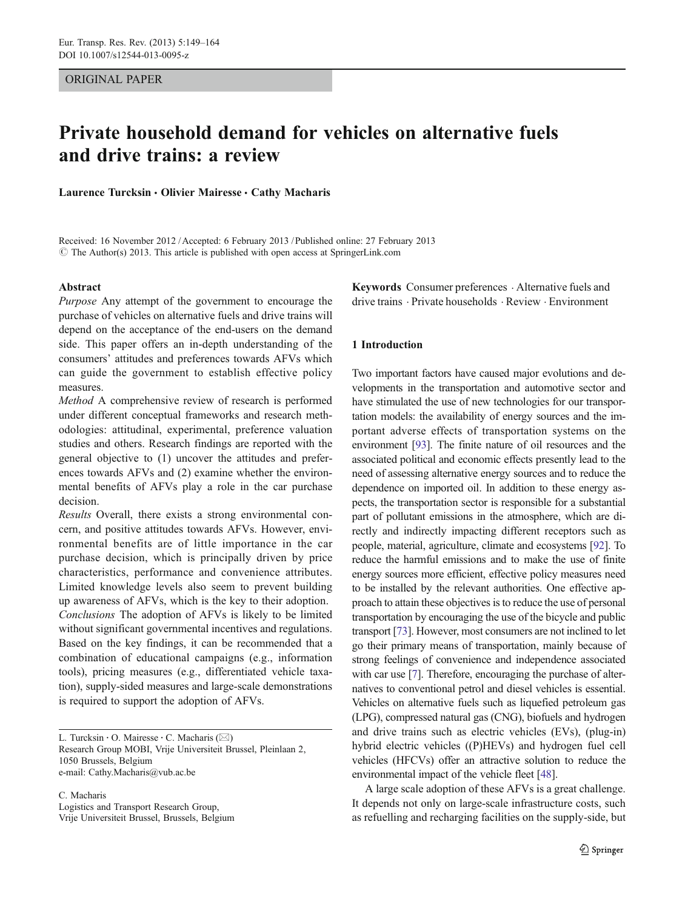ORIGINAL PAPER

# Private household demand for vehicles on alternative fuels and drive trains: a review

**Laurence Turcksin · Olivier Mairesse · Cathy Macharis**

Received: 16 November 2012 / Accepted: 6 February 2013 / Published online: 27 February 2013
© The Author(s) 2013. This article is published with open access at SpringerLink.com

## Abstract

*Purpose* Any attempt of the government to encourage the purchase of vehicles on alternative fuels and drive trains will depend on the acceptance of the end-users on the demand side. This paper offers an in-depth understanding of the consumers' attitudes and preferences towards AFVs which can guide the government to establish effective policy measures.

*Method* A comprehensive review of research is performed under different conceptual frameworks and research methodologies: attitudinal, experimental, preference valuation studies and others. Research findings are reported with the general objective to (1) uncover the attitudes and preferences towards AFVs and (2) examine whether the environmental benefits of AFVs play a role in the car purchase decision.

*Results* Overall, there exists a strong environmental concern, and positive attitudes towards AFVs. However, environmental benefits are of little importance in the car purchase decision, which is principally driven by price characteristics, performance and convenience attributes. Limited knowledge levels also seem to prevent building up awareness of AFVs, which is the key to their adoption.

*Conclusions* The adoption of AFVs is likely to be limited without significant governmental incentives and regulations. Based on the key findings, it can be recommended that a combination of educational campaigns (e.g., information tools), pricing measures (e.g., differentiated vehicle taxation), supply-sided measures and large-scale demonstrations is required to support the adoption of AFVs.

**Keywords** Consumer preferences · Alternative fuels and drive trains · Private households · Review · Environment

L. Turcksin · O. Mairesse · C. Macharis (✉)
Research Group MOBI, Vrije Universiteit Brussel, Pleinlaan 2, 1050 Brussels, Belgium
e-mail: Cathy.Macharis@vub.ac.be

C. Macharis
Logistics and Transport Research Group, Vrije Universiteit Brussel, Brussels, Belgium

## 1 Introduction

Two important factors have caused major evolutions and developments in the transportation and automotive sector and have stimulated the use of new technologies for our transportation models: the availability of energy sources and the important adverse effects of transportation systems on the environment [93]. The finite nature of oil resources and the associated political and economic effects presently lead to the need of assessing alternative energy sources and to reduce the dependence on imported oil. In addition to these energy aspects, the transportation sector is responsible for a substantial part of pollutant emissions in the atmosphere, which are directly and indirectly impacting different receptors such as people, material, agriculture, climate and ecosystems [92]. To reduce the harmful emissions and to make the use of finite energy sources more efficient, effective policy measures need to be installed by the relevant authorities. One effective approach to attain these objectives is to reduce the use of personal transportation by encouraging the use of the bicycle and public transport [73]. However, most consumers are not inclined to let go their primary means of transportation, mainly because of strong feelings of convenience and independence associated with car use [7]. Therefore, encouraging the purchase of alternatives to conventional petrol and diesel vehicles is essential. Vehicles on alternative fuels such as liquefied petroleum gas (LPG), compressed natural gas (CNG), biofuels and hydrogen and drive trains such as electric vehicles (EVs), (plug-in) hybrid electric vehicles ((P)HEVs) and hydrogen fuel cell vehicles (HFCVs) offer an attractive solution to reduce the environmental impact of the vehicle fleet [48].

A large scale adoption of these AFVs is a great challenge. It depends not only on large-scale infrastructure costs, such as refuelling and recharging facilities on the supply-side, but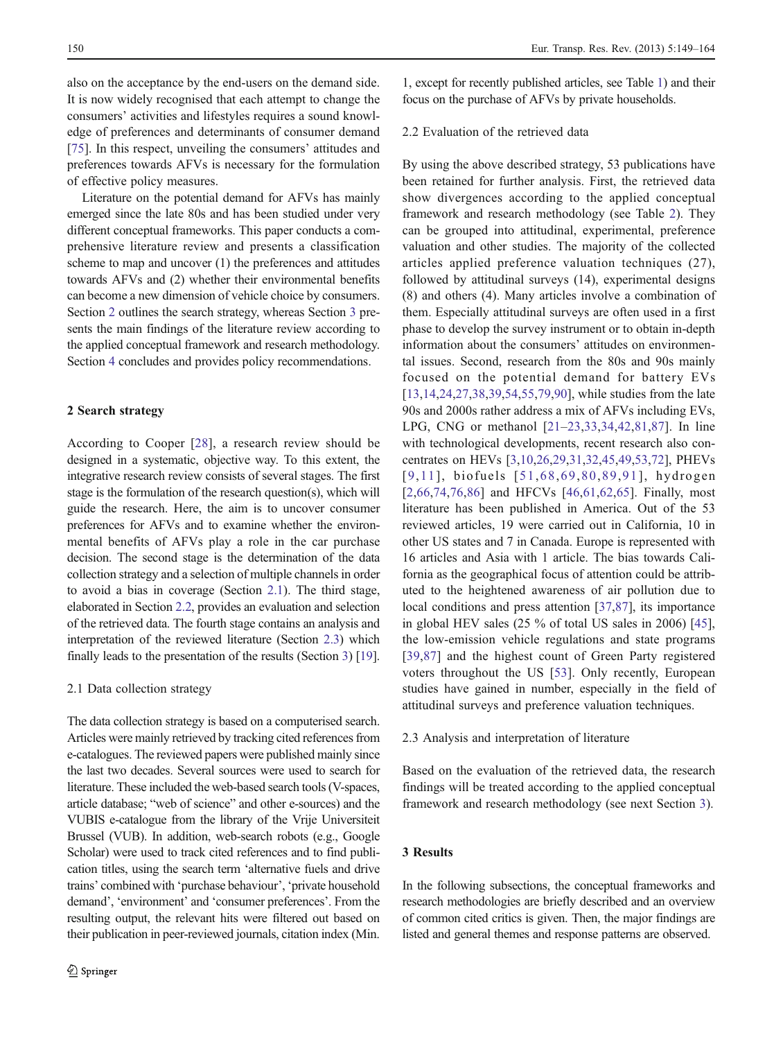also on the acceptance by the end-users on the demand side. It is now widely recognised that each attempt to change the consumers' activities and lifestyles requires a sound knowledge of preferences and determinants of consumer demand [75]. In this respect, unveiling the consumers' attitudes and preferences towards AFVs is necessary for the formulation of effective policy measures.

Literature on the potential demand for AFVs has mainly emerged since the late 80s and has been studied under very different conceptual frameworks. This paper conducts a comprehensive literature review and presents a classification scheme to map and uncover (1) the preferences and attitudes towards AFVs and (2) whether their environmental benefits can become a new dimension of vehicle choice by consumers. Section 2 outlines the search strategy, whereas Section 3 presents the main findings of the literature review according to the applied conceptual framework and research methodology. Section 4 concludes and provides policy recommendations.

## 2 Search strategy

According to Cooper [28], a research review should be designed in a systematic, objective way. To this extent, the integrative research review consists of several stages. The first stage is the formulation of the research question(s), which will guide the research. Here, the aim is to uncover consumer preferences for AFVs and to examine whether the environmental benefits of AFVs play a role in the car purchase decision. The second stage is the determination of the data collection strategy and a selection of multiple channels in order to avoid a bias in coverage (Section 2.1). The third stage, elaborated in Section 2.2, provides an evaluation and selection of the retrieved data. The fourth stage contains an analysis and interpretation of the reviewed literature (Section 2.3) which finally leads to the presentation of the results (Section 3) [19].

### 2.1 Data collection strategy

The data collection strategy is based on a computerised search. Articles were mainly retrieved by tracking cited references from e-catalogues. The reviewed papers were published mainly since the last two decades. Several sources were used to search for literature. These included the web-based search tools (V-spaces, article database; "web of science" and other e-sources) and the VUBIS e-catalogue from the library of the Vrije Universiteit Brussel (VUB). In addition, web-search robots (e.g., Google Scholar) were used to track cited references and to find publication titles, using the search term 'alternative fuels and drive trains' combined with 'purchase behaviour', 'private household demand', 'environment' and 'consumer preferences'. From the resulting output, the relevant hits were filtered out based on their publication in peer-reviewed journals, citation index (Min. 1, except for recently published articles, see Table 1) and their focus on the purchase of AFVs by private households.

### 2.2 Evaluation of the retrieved data

By using the above described strategy, 53 publications have been retained for further analysis. First, the retrieved data show divergences according to the applied conceptual framework and research methodology (see Table 2). They can be grouped into attitudinal, experimental, preference valuation and other studies. The majority of the collected articles applied preference valuation techniques (27), followed by attitudinal surveys (14), experimental designs (8) and others (4). Many articles involve a combination of them. Especially attitudinal surveys are often used in a first phase to develop the survey instrument or to obtain in-depth information about the consumers' attitudes on environmental issues. Second, research from the 80s and 90s mainly focused on the potential demand for battery EVs [13,14,24,27,38,39,54,55,79,90], while studies from the late 90s and 2000s rather address a mix of AFVs including EVs, LPG, CNG or methanol [21–23,33,34,42,81,87]. In line with technological developments, recent research also concentrates on HEVs [3,10,26,29,31,32,45,49,53,72], PHEVs [9,11], biofuels [51,68,69,80,89,91], hydrogen [2,66,74,76,86] and HFCVs [46,61,62,65]. Finally, most literature has been published in America. Out of the 53 reviewed articles, 19 were carried out in California, 10 in other US states and 7 in Canada. Europe is represented with 16 articles and Asia with 1 article. The bias towards California as the geographical focus of attention could be attributed to the heightened awareness of air pollution due to local conditions and press attention [37,87], its importance in global HEV sales (25 % of total US sales in 2006) [45], the low-emission vehicle regulations and state programs [39,87] and the highest count of Green Party registered voters throughout the US [53]. Only recently, European studies have gained in number, especially in the field of attitudinal surveys and preference valuation techniques.

### 2.3 Analysis and interpretation of literature

Based on the evaluation of the retrieved data, the research findings will be treated according to the applied conceptual framework and research methodology (see next Section 3).

## 3 Results

In the following subsections, the conceptual frameworks and research methodologies are briefly described and an overview of common cited critics is given. Then, the major findings are listed and general themes and response patterns are observed.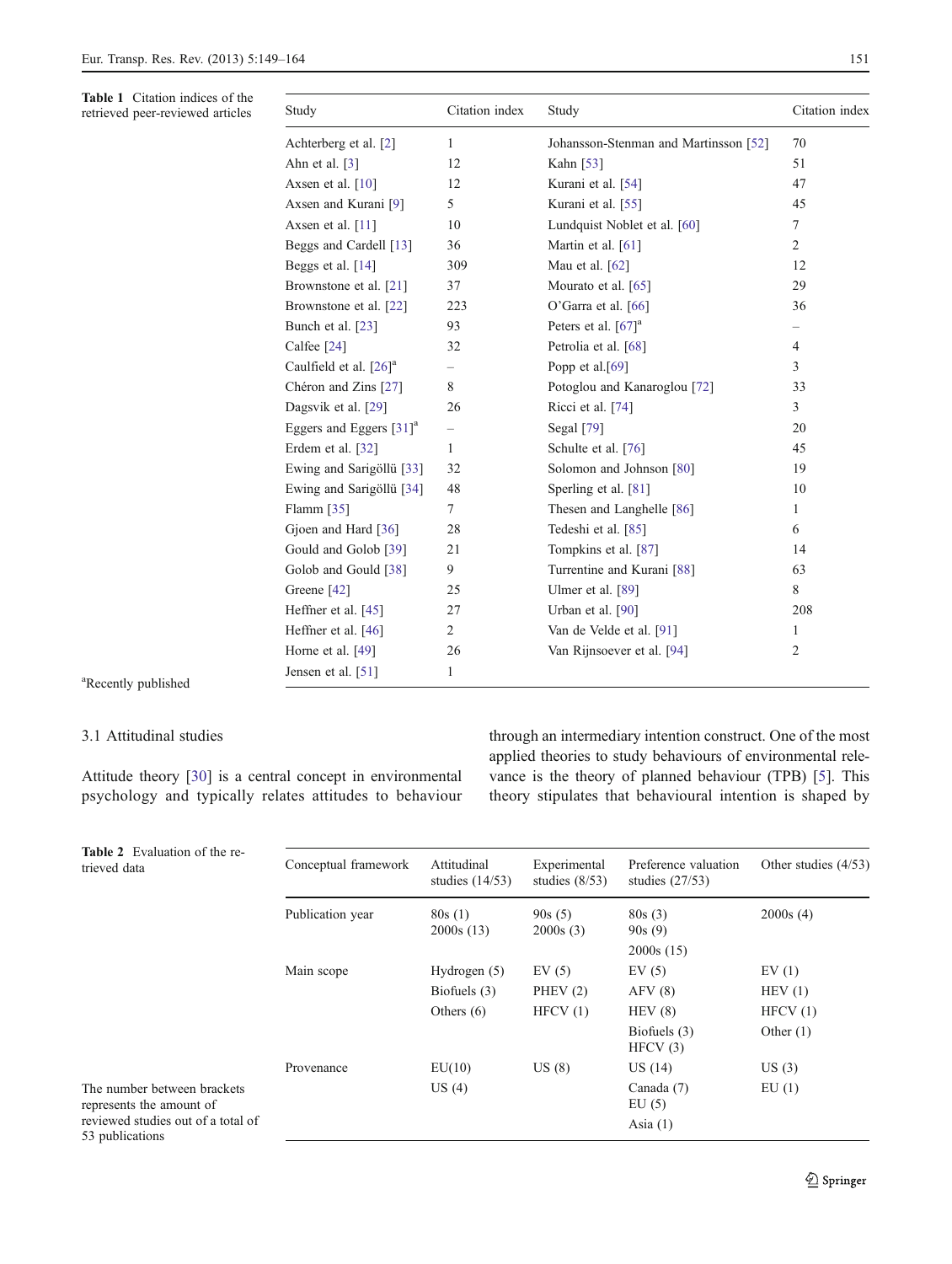**Table 1** Citation indices of the retrieved peer-reviewed articles

| Study | Citation index | Study | Citation index |
|---|---|---|---|
| Achterberg et al. [2] | 1 | Johansson-Stenman and Martinsson [52] | 70 |
| Ahn et al. [3] | 12 | Kahn [53] | 51 |
| Axsen et al. [10] | 12 | Kurani et al. [54] | 47 |
| Axsen and Kurani [9] | 5 | Kurani et al. [55] | 45 |
| Axsen et al. [11] | 10 | Lundquist Noblet et al. [60] | 7 |
| Beggs and Cardell [13] | 36 | Martin et al. [61] | 2 |
| Beggs et al. [14] | 309 | Mau et al. [62] | 12 |
| Brownstone et al. [21] | 37 | Mourato et al. [65] | 29 |
| Brownstone et al. [22] | 223 | O'Garra et al. [66] | 36 |
| Bunch et al. [23] | 93 | Peters et al. [67][a] | – |
| Calfee [24] | 32 | Petrolia et al. [68] | 4 |
| Caulfield et al. [26][a] | – | Popp et al.[69] | 3 |
| Chéron and Zins [27] | 8 | Potoglou and Kanaroglou [72] | 33 |
| Dagsvik et al. [29] | 26 | Ricci et al. [74] | 3 |
| Eggers and Eggers [31][a] | – | Segal [79] | 20 |
| Erdem et al. [32] | 1 | Schulte et al. [76] | 45 |
| Ewing and Sarigöllü [33] | 32 | Solomon and Johnson [80] | 19 |
| Ewing and Sarigöllü [34] | 48 | Sperling et al. [81] | 10 |
| Flamm [35] | 7 | Thesen and Langhelle [86] | 1 |
| Gjoen and Hard [36] | 28 | Tedeshi et al. [85] | 6 |
| Gould and Golob [39] | 21 | Tompkins et al. [87] | 14 |
| Golob and Gould [38] | 9 | Turrentine and Kurani [88] | 63 |
| Greene [42] | 25 | Ulmer et al. [89] | 8 |
| Heffner et al. [45] | 27 | Urban et al. [90] | 208 |
| Heffner et al. [46] | 2 | Van de Velde et al. [91] | 1 |
| Horne et al. [49] | 26 | Van Rijnsoever et al. [94] | 2 |
| Jensen et al. [51] | 1 | | |

[a]Recently published

### 3.1 Attitudinal studies

Attitude theory [30] is a central concept in environmental psychology and typically relates attitudes to behaviour through an intermediary intention construct. One of the most applied theories to study behaviours of environmental relevance is the theory of planned behaviour (TPB) [5]. This theory stipulates that behavioural intention is shaped by

**Table 2** Evaluation of the retrieved data

| Conceptual framework | Attitudinal studies (14/53) | Experimental studies (8/53) | Preference valuation studies (27/53) | Other studies (4/53) |
|---|---|---|---|---|
| Publication year | 80s (1)<br>2000s (13) | 90s (5)<br>2000s (3) | 80s (3)<br>90s (9)<br>2000s (15) | 2000s (4) |
| Main scope | Hydrogen (5)<br>Biofuels (3)<br>Others (6) | EV (5)<br>PHEV (2)<br>HFCV (1) | EV (5)<br>AFV (8)<br>HEV (8)<br>Biofuels (3)<br>HFCV (3) | EV (1)<br>HEV (1)<br>HFCV (1)<br>Other (1) |
| Provenance | EU(10)<br>US (4) | US (8) | US (14)<br>Canada (7)<br>EU (5)<br>Asia (1) | US (3)<br>EU (1) |

The number between brackets represents the amount of reviewed studies out of a total of 53 publications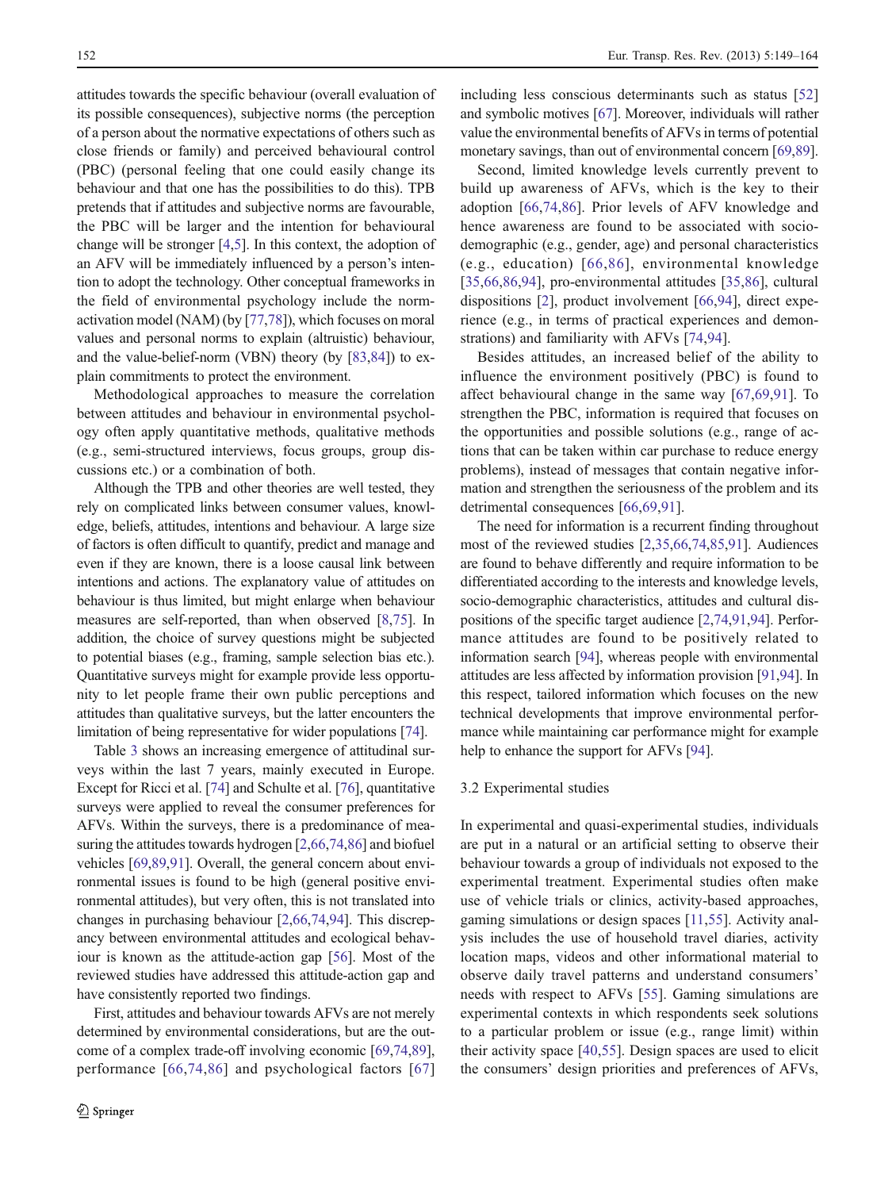attitudes towards the specific behaviour (overall evaluation of its possible consequences), subjective norms (the perception of a person about the normative expectations of others such as close friends or family) and perceived behavioural control (PBC) (personal feeling that one could easily change its behaviour and that one has the possibilities to do this). TPB pretends that if attitudes and subjective norms are favourable, the PBC will be larger and the intention for behavioural change will be stronger [4,5]. In this context, the adoption of an AFV will be immediately influenced by a person's intention to adopt the technology. Other conceptual frameworks in the field of environmental psychology include the norm-activation model (NAM) (by [77,78]), which focuses on moral values and personal norms to explain (altruistic) behaviour, and the value-belief-norm (VBN) theory (by [83,84]) to explain commitments to protect the environment.

Methodological approaches to measure the correlation between attitudes and behaviour in environmental psychology often apply quantitative methods, qualitative methods (e.g., semi-structured interviews, focus groups, group discussions etc.) or a combination of both.

Although the TPB and other theories are well tested, they rely on complicated links between consumer values, knowledge, beliefs, attitudes, intentions and behaviour. A large size of factors is often difficult to quantify, predict and manage and even if they are known, there is a loose causal link between intentions and actions. The explanatory value of attitudes on behaviour is thus limited, but might enlarge when behaviour measures are self-reported, than when observed [8,75]. In addition, the choice of survey questions might be subjected to potential biases (e.g., framing, sample selection bias etc.). Quantitative surveys might for example provide less opportunity to let people frame their own public perceptions and attitudes than qualitative surveys, but the latter encounters the limitation of being representative for wider populations [74].

Table 3 shows an increasing emergence of attitudinal surveys within the last 7 years, mainly executed in Europe. Except for Ricci et al. [74] and Schulte et al. [76], quantitative surveys were applied to reveal the consumer preferences for AFVs. Within the surveys, there is a predominance of measuring the attitudes towards hydrogen [2,66,74,86] and biofuel vehicles [69,89,91]. Overall, the general concern about environmental issues is found to be high (general positive environmental attitudes), but very often, this is not translated into changes in purchasing behaviour [2,66,74,94]. This discrepancy between environmental attitudes and ecological behaviour is known as the attitude-action gap [56]. Most of the reviewed studies have addressed this attitude-action gap and have consistently reported two findings.

First, attitudes and behaviour towards AFVs are not merely determined by environmental considerations, but are the outcome of a complex trade-off involving economic [69,74,89], performance [66,74,86] and psychological factors [67] including less conscious determinants such as status [52] and symbolic motives [67]. Moreover, individuals will rather value the environmental benefits of AFVs in terms of potential monetary savings, than out of environmental concern [69,89].

Second, limited knowledge levels currently prevent to build up awareness of AFVs, which is the key to their adoption [66,74,86]. Prior levels of AFV knowledge and hence awareness are found to be associated with socio-demographic (e.g., gender, age) and personal characteristics (e.g., education) [66,86], environmental knowledge [35,66,86,94], pro-environmental attitudes [35,86], cultural dispositions [2], product involvement [66,94], direct experience (e.g., in terms of practical experiences and demonstrations) and familiarity with AFVs [74,94].

Besides attitudes, an increased belief of the ability to influence the environment positively (PBC) is found to affect behavioural change in the same way [67,69,91]. To strengthen the PBC, information is required that focuses on the opportunities and possible solutions (e.g., range of actions that can be taken within car purchase to reduce energy problems), instead of messages that contain negative information and strengthen the seriousness of the problem and its detrimental consequences [66,69,91].

The need for information is a recurrent finding throughout most of the reviewed studies [2,35,66,74,85,91]. Audiences are found to behave differently and require information to be differentiated according to the interests and knowledge levels, socio-demographic characteristics, attitudes and cultural dispositions of the specific target audience [2,74,91,94]. Performance attitudes are found to be positively related to information search [94], whereas people with environmental attitudes are less affected by information provision [91,94]. In this respect, tailored information which focuses on the new technical developments that improve environmental performance while maintaining car performance might for example help to enhance the support for AFVs [94].

### 3.2 Experimental studies

In experimental and quasi-experimental studies, individuals are put in a natural or an artificial setting to observe their behaviour towards a group of individuals not exposed to the experimental treatment. Experimental studies often make use of vehicle trials or clinics, activity-based approaches, gaming simulations or design spaces [11,55]. Activity analysis includes the use of household travel diaries, activity location maps, videos and other informational material to observe daily travel patterns and understand consumers' needs with respect to AFVs [55]. Gaming simulations are experimental contexts in which respondents seek solutions to a particular problem or issue (e.g., range limit) within their activity space [40,55]. Design spaces are used to elicit the consumers' design priorities and preferences of AFVs,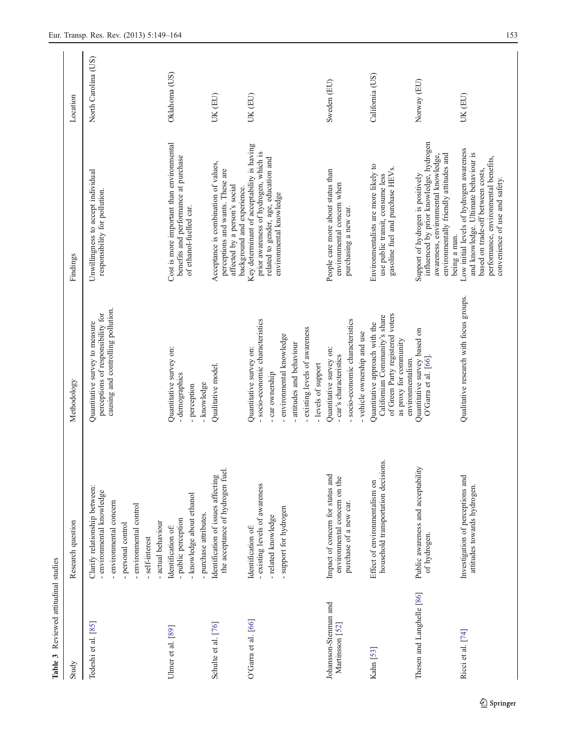**Table 3** Reviewed attitudinal studies

| Study | Research question | Methodology | Findings | Location |
|---|---|---|---|---|
| Tedeshi et al. [85] | Clarify relationship between: - environmental knowledge - environmental concern - personal control - environmental control - self-interest - actual behaviour | Quantitative survey to measure perceptions of responsibility for causing and controlling pollution. | Unwillingness to accept individual responsibility for pollution. | North Carolina (US) |
| Ulmer et al. [89] | Identification of: - public perception - knowledge about ethanol - purchase attributes. | Quantitative survey on: - demographics - perception - knowledge | Cost is more important than environmental benefits and performance at purchase of ethanol-fuelled car. | Oklahoma (US) |
| Schulte et al. [76] | Identification of issues affecting the acceptance of hydrogen fuel. | Qualitative model. | Acceptance is combination of values, perceptions and wants. These are affected by a person's social background and experience. | UK (EU) |
| O'Garra et al. [66] | Identification of: - existing levels of awareness - related knowledge - support for hydrogen | Quantitative survey on: - socio-economic characteristics - car ownership - environmental knowledge - attitudes and behaviour - existing levels of awareness - levels of support | Key determinant of acceptability is having prior awareness of hydrogen, which is related to gender, age, education and environmental knowledge | UK (EU) |
| Johansson-Stenman and Martinsson [52] | Impact of concern for status and environmental concern on the purchase of a new car. | Quantitative survey on: - car's characteristics - socio-economic characteristics - vehicle ownership and use | People care more about status than environmental concern when purchasing a new car. | Sweden (EU) |
| Kahn [53] | Effect of environmentalism on household transportation decisions. | Quantitative approach with the Californian Community's share of Green Party registered voters as proxy for community environmentalism. | Environmentalists are more likely to use public transit, consume less gasoline fuel and purchase HEVs. | California (US) |
| Thesen and Langhelle [86] | Public awareness and acceptability of hydrogen. | Quantitative survey based on O'Garra et al. [66]. | Support of hydrogen is positively influenced by prior knowledge, hydrogen awareness, environmental knowledge, environmentally friendly attitudes and being a man. | Norway (EU) |
| Ricci et al. [74] | Investigation of perceptions and attitudes towards hydrogen. | Qualitative research with focus groups. | Low initial levels of hydrogen awareness and knowledge. Ultimate behaviour is based on trade-off between costs, performance, environmental benefits, convenience of use and safety. | UK (EU) |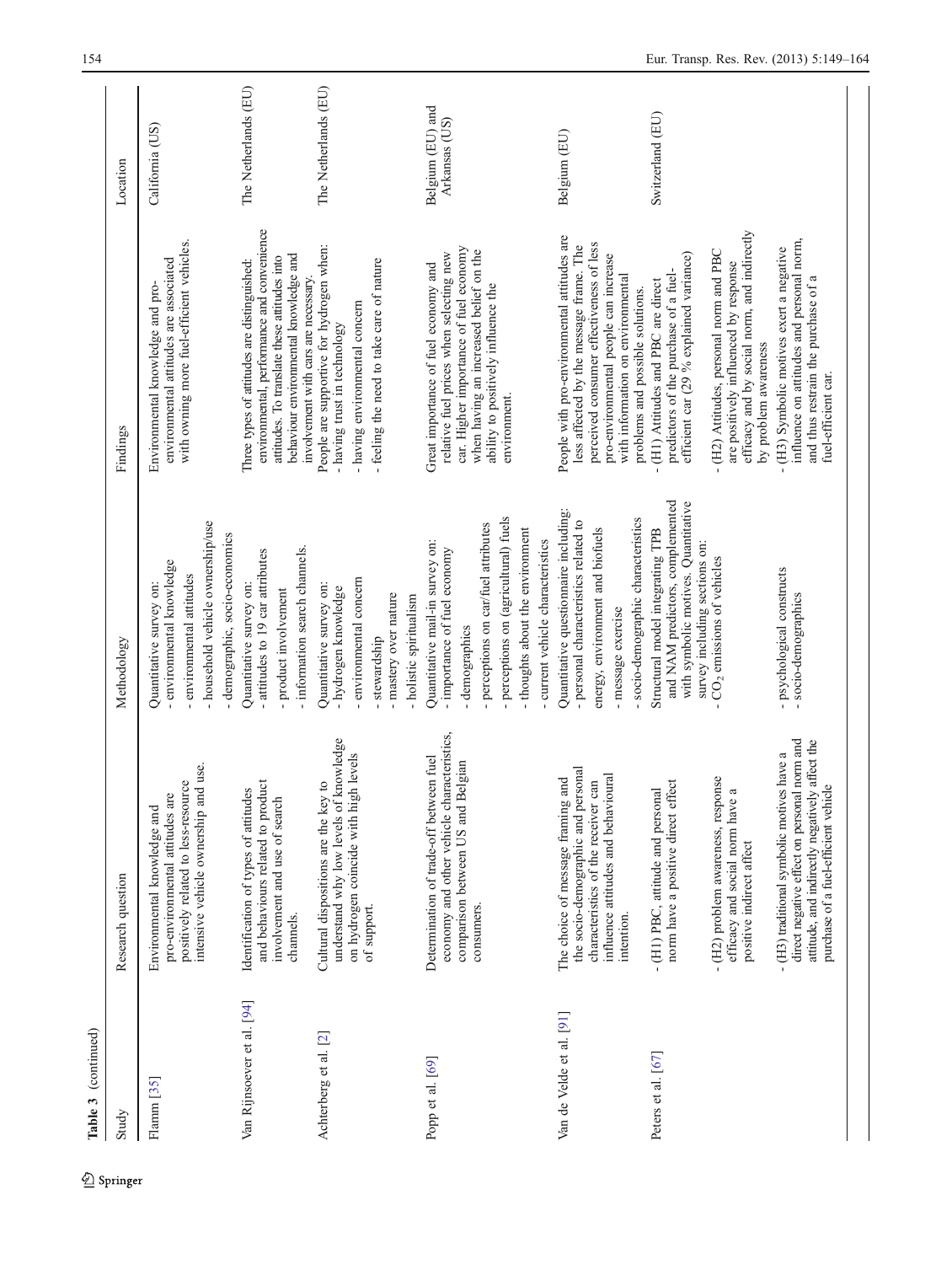**Table 3** (continued)

| Study | Research question | Methodology | Findings | Location |
|---|---|---|---|---|
| Flamm [35] | Environmental knowledge and pro-environmental attitudes are positively related to less-resource intensive vehicle ownership and use. | Quantitative survey on:<br>- environmental knowledge<br>- environmental attitudes<br>- household vehicle ownership/use<br>- demographic, socio-economics | Environmental knowledge and pro-environmental attitudes are associated with owning more fuel-efficient vehicles. | California (US) |
| Van Rijnsoever et al. [94] | Identification of types of attitudes and behaviours related to product involvement and use of search channels. | Quantitative survey on:<br>- attitudes to 19 car attributes<br>- product involvement<br>- information search channels. | Three types of attitudes are distinguished: environmental, performance and convenience attitudes. To translate these attitudes into behaviour environmental knowledge and involvement with cars are necessary. | The Netherlands (EU) |
| Achterberg et al. [2] | Cultural dispositions are the key to understand why low levels of knowledge on hydrogen coincide with high levels of support. | Quantitative survey on:<br>- hydrogen knowledge<br>- environmental concern<br>- stewardship<br>- mastery over nature<br>- holistic spiritualism | People are supportive for hydrogen when:<br>- having trust in technology<br>- having environmental concern<br>- feeling the need to take care of nature | The Netherlands (EU) |
| Popp et al. [69] | Determination of trade-off between fuel economy and other vehicle characteristics, comparison between US and Belgian consumers. | Quantitative mail-in survey on:<br>- importance of fuel economy<br>- demographics<br>- perceptions on car/fuel attributes<br>- perceptions on (agricultural) fuels<br>- thoughts about the environment<br>- current vehicle characteristics | Great importance of fuel economy and relative fuel prices when selecting new car. Higher importance of fuel economy when having an increased belief on the ability to positively influence the environment. | Belgium (EU) and Arkansas (US) |
| Van de Velde et al. [91] | The choice of message framing and the socio-demographic and personal characteristics of the receiver can influence attitudes and behavioural intention. | Quantitative questionnaire including:<br>- personal characteristics related to energy, environment and biofuels<br>- message exercise<br>- socio-demographic characteristics | People with pro-environmental attitudes are less affected by the message frame. The perceived consumer effectiveness of less pro-environmental people can increase with information on environmental problems and possible solutions. | Belgium (EU) |
| Peters et al. [67] | - (H1) PBC, attitude and personal norm have a positive direct effect<br><br>- (H2) problem awareness, response efficacy and social norm have a positive indirect affect<br><br>- (H3) traditional symbolic motives have a direct negative effect on personal norm and attitude, and indirectly negatively affect the purchase of a fuel-efficient vehicle | Structural model integrating TPB and NAM predictors, complemented with symbolic motives. Quantitative survey including sections on:<br>- $CO_2$ emissions of vehicles<br>- psychological constructs<br>- socio-demographics | - (H1) Attitudes and PBC are direct predictors of the purchase of a fuel-efficient car (29 % explained variance)<br>- (H2) Attitudes, personal norm and PBC are positively influenced by response efficacy and by social norm, and indirectly by problem awareness<br>- (H3) Symbolic motives exert a negative influence on attitudes and personal norm, and thus restrain the purchase of a fuel-efficient car. | Switzerland (EU) |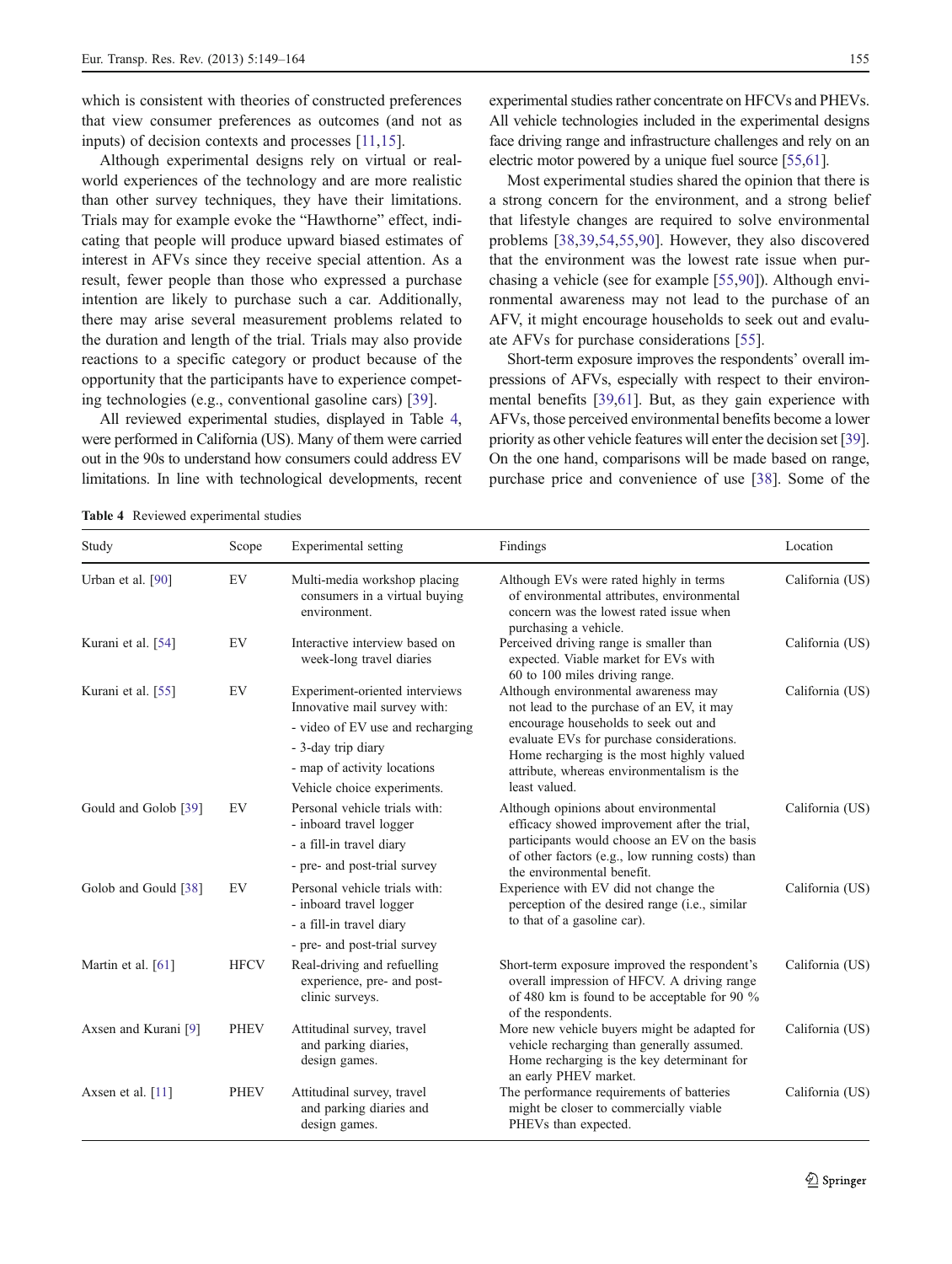which is consistent with theories of constructed preferences that view consumer preferences as outcomes (and not as inputs) of decision contexts and processes [11,15].

Although experimental designs rely on virtual or real-world experiences of the technology and are more realistic than other survey techniques, they have their limitations. Trials may for example evoke the "Hawthorne" effect, indicating that people will produce upward biased estimates of interest in AFVs since they receive special attention. As a result, fewer people than those who expressed a purchase intention are likely to purchase such a car. Additionally, there may arise several measurement problems related to the duration and length of the trial. Trials may also provide reactions to a specific category or product because of the opportunity that the participants have to experience competing technologies (e.g., conventional gasoline cars) [39].

All reviewed experimental studies, displayed in Table 4, were performed in California (US). Many of them were carried out in the 90s to understand how consumers could address EV limitations. In line with technological developments, recent experimental studies rather concentrate on HFCVs and PHEVs. All vehicle technologies included in the experimental designs face driving range and infrastructure challenges and rely on an electric motor powered by a unique fuel source [55,61].

Most experimental studies shared the opinion that there is a strong concern for the environment, and a strong belief that lifestyle changes are required to solve environmental problems [38,39,54,55,90]. However, they also discovered that the environment was the lowest rate issue when purchasing a vehicle (see for example [55,90]). Although environmental awareness may not lead to the purchase of an AFV, it might encourage households to seek out and evaluate AFVs for purchase considerations [55].

Short-term exposure improves the respondents' overall impressions of AFVs, especially with respect to their environmental benefits [39,61]. But, as they gain experience with AFVs, those perceived environmental benefits become a lower priority as other vehicle features will enter the decision set [39]. On the one hand, comparisons will be made based on range, purchase price and convenience of use [38]. Some of the

Table 4 Reviewed experimental studies

| Study | Scope | Experimental setting | Findings | Location |
|---|---|---|---|---|
| Urban et al. [90] | EV | Multi-media workshop placing consumers in a virtual buying environment. | Although EVs were rated highly in terms of environmental attributes, environmental concern was the lowest rated issue when purchasing a vehicle. | California (US) |
| Kurani et al. [54] | EV | Interactive interview based on week-long travel diaries | Perceived driving range is smaller than expected. Viable market for EVs with 60 to 100 miles driving range. | California (US) |
| Kurani et al. [55] | EV | Experiment-oriented interviews Innovative mail survey with: - video of EV use and recharging - 3-day trip diary - map of activity locations Vehicle choice experiments. | Although environmental awareness may not lead to the purchase of an EV, it may encourage households to seek out and evaluate EVs for purchase considerations. Home recharging is the most highly valued attribute, whereas environmentalism is the least valued. | California (US) |
| Gould and Golob [39] | EV | Personal vehicle trials with: - inboard travel logger - a fill-in travel diary - pre- and post-trial survey | Although opinions about environmental efficacy showed improvement after the trial, participants would choose an EV on the basis of other factors (e.g., low running costs) than the environmental benefit. | California (US) |
| Golob and Gould [38] | EV | Personal vehicle trials with: - inboard travel logger - a fill-in travel diary - pre- and post-trial survey | Experience with EV did not change the perception of the desired range (i.e., similar to that of a gasoline car). | California (US) |
| Martin et al. [61] | HFCV | Real-driving and refuelling experience, pre- and post-clinic surveys. | Short-term exposure improved the respondent's overall impression of HFCV. A driving range of 480 km is found to be acceptable for 90 % of the respondents. | California (US) |
| Axsen and Kurani [9] | PHEV | Attitudinal survey, travel and parking diaries, design games. | More new vehicle buyers might be adapted for vehicle recharging than generally assumed. Home recharging is the key determinant for an early PHEV market. | California (US) |
| Axsen et al. [11] | PHEV | Attitudinal survey, travel and parking diaries and design games. | The performance requirements of batteries might be closer to commercially viable PHEVs than expected. | California (US) |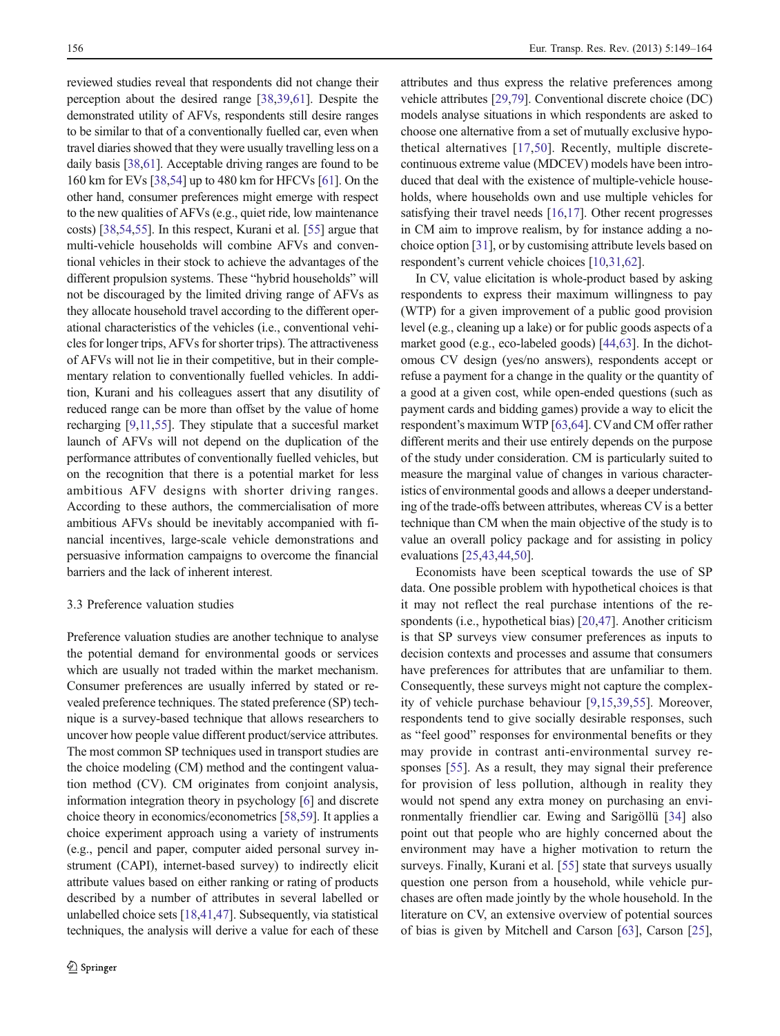reviewed studies reveal that respondents did not change their perception about the desired range [38,39,61]. Despite the demonstrated utility of AFVs, respondents still desire ranges to be similar to that of a conventionally fuelled car, even when travel diaries showed that they were usually travelling less on a daily basis [38,61]. Acceptable driving ranges are found to be 160 km for EVs [38,54] up to 480 km for HFCVs [61]. On the other hand, consumer preferences might emerge with respect to the new qualities of AFVs (e.g., quiet ride, low maintenance costs) [38,54,55]. In this respect, Kurani et al. [55] argue that multi-vehicle households will combine AFVs and conventional vehicles in their stock to achieve the advantages of the different propulsion systems. These "hybrid households" will not be discouraged by the limited driving range of AFVs as they allocate household travel according to the different operational characteristics of the vehicles (i.e., conventional vehicles for longer trips, AFVs for shorter trips). The attractiveness of AFVs will not lie in their competitive, but in their complementary relation to conventionally fuelled vehicles. In addition, Kurani and his colleagues assert that any disutility of reduced range can be more than offset by the value of home recharging [9,11,55]. They stipulate that a succesful market launch of AFVs will not depend on the duplication of the performance attributes of conventionally fuelled vehicles, but on the recognition that there is a potential market for less ambitious AFV designs with shorter driving ranges. According to these authors, the commercialisation of more ambitious AFVs should be inevitably accompanied with financial incentives, large-scale vehicle demonstrations and persuasive information campaigns to overcome the financial barriers and the lack of inherent interest.

### 3.3 Preference valuation studies

Preference valuation studies are another technique to analyse the potential demand for environmental goods or services which are usually not traded within the market mechanism. Consumer preferences are usually inferred by stated or revealed preference techniques. The stated preference (SP) technique is a survey-based technique that allows researchers to uncover how people value different product/service attributes. The most common SP techniques used in transport studies are the choice modeling (CM) method and the contingent valuation method (CV). CM originates from conjoint analysis, information integration theory in psychology [6] and discrete choice theory in economics/econometrics [58,59]. It applies a choice experiment approach using a variety of instruments (e.g., pencil and paper, computer aided personal survey instrument (CAPI), internet-based survey) to indirectly elicit attribute values based on either ranking or rating of products described by a number of attributes in several labelled or unlabelled choice sets [18,41,47]. Subsequently, via statistical techniques, the analysis will derive a value for each of these attributes and thus express the relative preferences among vehicle attributes [29,79]. Conventional discrete choice (DC) models analyse situations in which respondents are asked to choose one alternative from a set of mutually exclusive hypothetical alternatives [17,50]. Recently, multiple discrete-continuous extreme value (MDCEV) models have been introduced that deal with the existence of multiple-vehicle households, where households own and use multiple vehicles for satisfying their travel needs [16,17]. Other recent progresses in CM aim to improve realism, by for instance adding a no-choice option [31], or by customising attribute levels based on respondent's current vehicle choices [10,31,62].

In CV, value elicitation is whole-product based by asking respondents to express their maximum willingness to pay (WTP) for a given improvement of a public good provision level (e.g., cleaning up a lake) or for public goods aspects of a market good (e.g., eco-labeled goods) [44,63]. In the dichotomous CV design (yes/no answers), respondents accept or refuse a payment for a change in the quality or the quantity of a good at a given cost, while open-ended questions (such as payment cards and bidding games) provide a way to elicit the respondent's maximum WTP [63,64]. CV and CM offer rather different merits and their use entirely depends on the purpose of the study under consideration. CM is particularly suited to measure the marginal value of changes in various characteristics of environmental goods and allows a deeper understanding of the trade-offs between attributes, whereas CV is a better technique than CM when the main objective of the study is to value an overall policy package and for assisting in policy evaluations [25,43,44,50].

Economists have been sceptical towards the use of SP data. One possible problem with hypothetical choices is that it may not reflect the real purchase intentions of the respondents (i.e., hypothetical bias) [20,47]. Another criticism is that SP surveys view consumer preferences as inputs to decision contexts and processes and assume that consumers have preferences for attributes that are unfamiliar to them. Consequently, these surveys might not capture the complexity of vehicle purchase behaviour [9,15,39,55]. Moreover, respondents tend to give socially desirable responses, such as "feel good" responses for environmental benefits or they may provide in contrast anti-environmental survey responses [55]. As a result, they may signal their preference for provision of less pollution, although in reality they would not spend any extra money on purchasing an environmentally friendlier car. Ewing and Sarigöllü [34] also point out that people who are highly concerned about the environment may have a higher motivation to return the surveys. Finally, Kurani et al. [55] state that surveys usually question one person from a household, while vehicle purchases are often made jointly by the whole household. In the literature on CV, an extensive overview of potential sources of bias is given by Mitchell and Carson [63], Carson [25],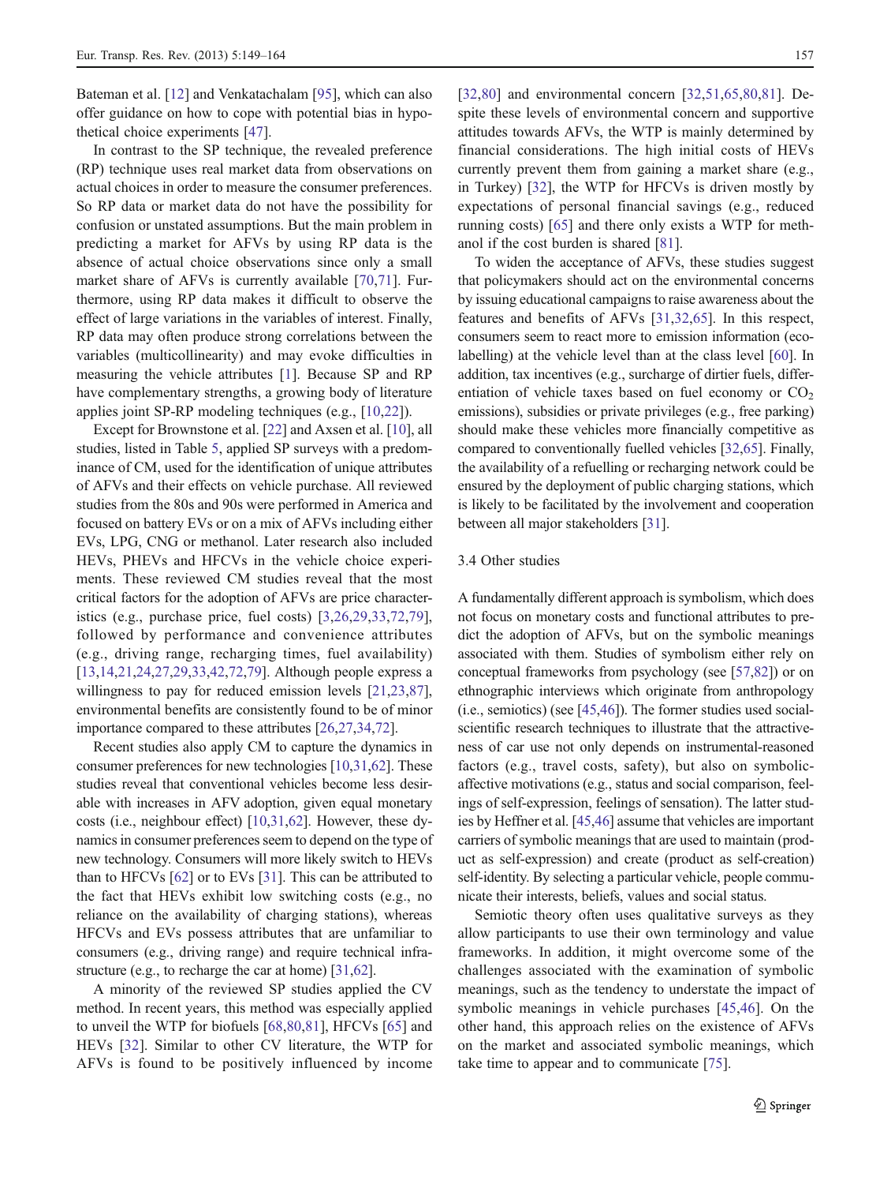Bateman et al. [12] and Venkatachalam [95], which can also offer guidance on how to cope with potential bias in hypothetical choice experiments [47].

In contrast to the SP technique, the revealed preference (RP) technique uses real market data from observations on actual choices in order to measure the consumer preferences. So RP data or market data do not have the possibility for confusion or unstated assumptions. But the main problem in predicting a market for AFVs by using RP data is the absence of actual choice observations since only a small market share of AFVs is currently available [70,71]. Furthermore, using RP data makes it difficult to observe the effect of large variations in the variables of interest. Finally, RP data may often produce strong correlations between the variables (multicollinearity) and may evoke difficulties in measuring the vehicle attributes [1]. Because SP and RP have complementary strengths, a growing body of literature applies joint SP-RP modeling techniques (e.g., [10,22]).

Except for Brownstone et al. [22] and Axsen et al. [10], all studies, listed in Table 5, applied SP surveys with a predominance of CM, used for the identification of unique attributes of AFVs and their effects on vehicle purchase. All reviewed studies from the 80s and 90s were performed in America and focused on battery EVs or on a mix of AFVs including either EVs, LPG, CNG or methanol. Later research also included HEVs, PHEVs and HFCVs in the vehicle choice experiments. These reviewed CM studies reveal that the most critical factors for the adoption of AFVs are price characteristics (e.g., purchase price, fuel costs) [3,26,29,33,72,79], followed by performance and convenience attributes (e.g., driving range, recharging times, fuel availability) [13,14,21,24,27,29,33,42,72,79]. Although people express a willingness to pay for reduced emission levels [21,23,87], environmental benefits are consistently found to be of minor importance compared to these attributes [26,27,34,72].

Recent studies also apply CM to capture the dynamics in consumer preferences for new technologies [10,31,62]. These studies reveal that conventional vehicles become less desirable with increases in AFV adoption, given equal monetary costs (i.e., neighbour effect) [10,31,62]. However, these dynamics in consumer preferences seem to depend on the type of new technology. Consumers will more likely switch to HEVs than to HFCVs [62] or to EVs [31]. This can be attributed to the fact that HEVs exhibit low switching costs (e.g., no reliance on the availability of charging stations), whereas HFCVs and EVs possess attributes that are unfamiliar to consumers (e.g., driving range) and require technical infrastructure (e.g., to recharge the car at home) [31,62].

A minority of the reviewed SP studies applied the CV method. In recent years, this method was especially applied to unveil the WTP for biofuels [68,80,81], HFCVs [65] and HEVs [32]. Similar to other CV literature, the WTP for AFVs is found to be positively influenced by income [32,80] and environmental concern [32,51,65,80,81]. Despite these levels of environmental concern and supportive attitudes towards AFVs, the WTP is mainly determined by financial considerations. The high initial costs of HEVs currently prevent them from gaining a market share (e.g., in Turkey) [32], the WTP for HFCVs is driven mostly by expectations of personal financial savings (e.g., reduced running costs) [65] and there only exists a WTP for methanol if the cost burden is shared [81].

To widen the acceptance of AFVs, these studies suggest that policymakers should act on the environmental concerns by issuing educational campaigns to raise awareness about the features and benefits of AFVs [31,32,65]. In this respect, consumers seem to react more to emission information (eco-labelling) at the vehicle level than at the class level [60]. In addition, tax incentives (e.g., surcharge of dirtier fuels, differentiation of vehicle taxes based on fuel economy or $CO_2$ emissions), subsidies or private privileges (e.g., free parking) should make these vehicles more financially competitive as compared to conventionally fuelled vehicles [32,65]. Finally, the availability of a refuelling or recharging network could be ensured by the deployment of public charging stations, which is likely to be facilitated by the involvement and cooperation between all major stakeholders [31].

### 3.4 Other studies

A fundamentally different approach is symbolism, which does not focus on monetary costs and functional attributes to predict the adoption of AFVs, but on the symbolic meanings associated with them. Studies of symbolism either rely on conceptual frameworks from psychology (see [57,82]) or on ethnographic interviews which originate from anthropology (i.e., semiotics) (see [45,46]). The former studies used social-scientific research techniques to illustrate that the attractiveness of car use not only depends on instrumental-reasoned factors (e.g., travel costs, safety), but also on symbolic-affective motivations (e.g., status and social comparison, feelings of self-expression, feelings of sensation). The latter studies by Heffner et al. [45,46] assume that vehicles are important carriers of symbolic meanings that are used to maintain (product as self-expression) and create (product as self-creation) self-identity. By selecting a particular vehicle, people communicate their interests, beliefs, values and social status.

Semiotic theory often uses qualitative surveys as they allow participants to use their own terminology and value frameworks. In addition, it might overcome some of the challenges associated with the examination of symbolic meanings, such as the tendency to understate the impact of symbolic meanings in vehicle purchases [45,46]. On the other hand, this approach relies on the existence of AFVs on the market and associated symbolic meanings, which take time to appear and to communicate [75].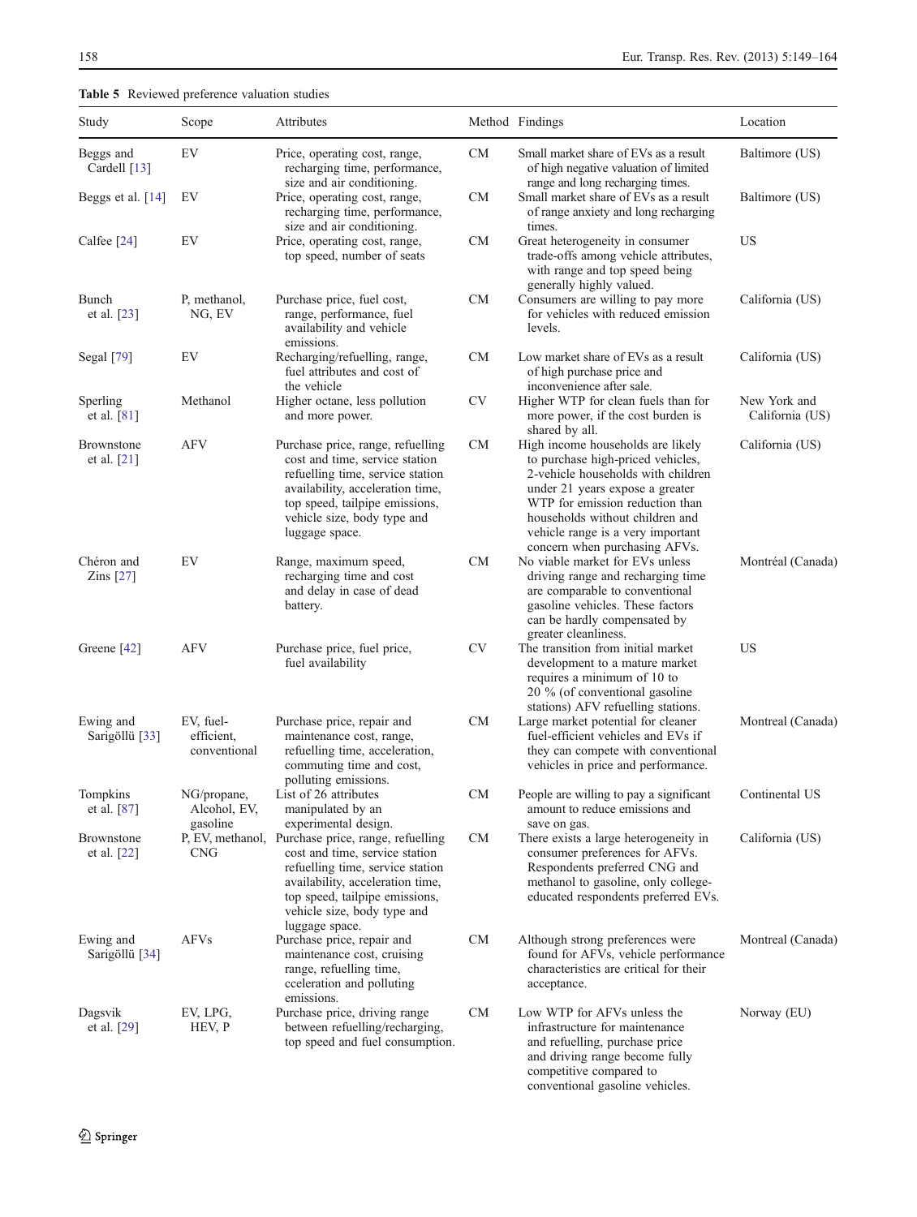**Table 5** Reviewed preference valuation studies

| Study | Scope | Attributes | Method | Findings | Location |
|---|---|---|---|---|---|
| Beggs and Cardell [13] | EV | Price, operating cost, range, recharging time, performance, size and air conditioning. | CM | Small market share of EVs as a result of high negative valuation of limited range and long recharging times. | Baltimore (US) |
| Beggs et al. [14] | EV | Price, operating cost, range, recharging time, performance, size and air conditioning. | CM | Small market share of EVs as a result of range anxiety and long recharging times. | Baltimore (US) |
| Calfee [24] | EV | Price, operating cost, range, top speed, number of seats | CM | Great heterogeneity in consumer trade-offs among vehicle attributes, with range and top speed being generally highly valued. | US |
| Bunch et al. [23] | P, methanol, NG, EV | Purchase price, fuel cost, range, performance, fuel availability and vehicle emissions. | CM | Consumers are willing to pay more for vehicles with reduced emission levels. | California (US) |
| Segal [79] | EV | Recharging/refuelling, range, fuel attributes and cost of the vehicle | CM | Low market share of EVs as a result of high purchase price and inconvenience after sale. | California (US) |
| Sperling et al. [81] | Methanol | Higher octane, less pollution and more power. | CV | Higher WTP for clean fuels than for more power, if the cost burden is shared by all. | New York and California (US) |
| Brownstone et al. [21] | AFV | Purchase price, range, refuelling cost and time, service station refuelling time, service station availability, acceleration time, top speed, tailpipe emissions, vehicle size, body type and luggage space. | CM | High income households are likely to purchase high-priced vehicles, 2-vehicle households with children under 21 years expose a greater WTP for emission reduction than households without children and vehicle range is a very important concern when purchasing AFVs. | California (US) |
| Chéron and Zins [27] | EV | Range, maximum speed, recharging time and cost and delay in case of dead battery. | CM | No viable market for EVs unless driving range and recharging time are comparable to conventional gasoline vehicles. These factors can be hardly compensated by greater cleanliness. | Montréal (Canada) |
| Greene [42] | AFV | Purchase price, fuel price, fuel availability | CV | The transition from initial market development to a mature market requires a minimum of 10 to 20 % (of conventional gasoline stations) AFV refuelling stations. | US |
| Ewing and Sarigöllü [33] | EV, fuel-efficient, conventional | Purchase price, repair and maintenance cost, range, refuelling time, acceleration, commuting time and cost, polluting emissions. | CM | Large market potential for cleaner fuel-efficient vehicles and EVs if they can compete with conventional vehicles in price and performance. | Montreal (Canada) |
| Tompkins et al. [87] | NG/propane, Alcohol, EV, gasoline | List of 26 attributes manipulated by an experimental design. | CM | People are willing to pay a significant amount to reduce emissions and save on gas. | Continental US |
| Brownstone et al. [22] | P, EV, methanol, CNG | Purchase price, range, refuelling cost and time, service station refuelling time, service station availability, acceleration time, top speed, tailpipe emissions, vehicle size, body type and luggage space. | CM | There exists a large heterogeneity in consumer preferences for AFVs. Respondents preferred CNG and methanol to gasoline, only college-educated respondents preferred EVs. | California (US) |
| Ewing and Sarigöllü [34] | AFVs | Purchase price, repair and maintenance cost, cruising range, refuelling time, cceleration and polluting emissions. | CM | Although strong preferences were found for AFVs, vehicle performance characteristics are critical for their acceptance. | Montreal (Canada) |
| Dagsvik et al. [29] | EV, LPG, HEV, P | Purchase price, driving range between refuelling/recharging, top speed and fuel consumption. | CM | Low WTP for AFVs unless the infrastructure for maintenance and refuelling, purchase price and driving range become fully competitive compared to conventional gasoline vehicles. | Norway (EU) |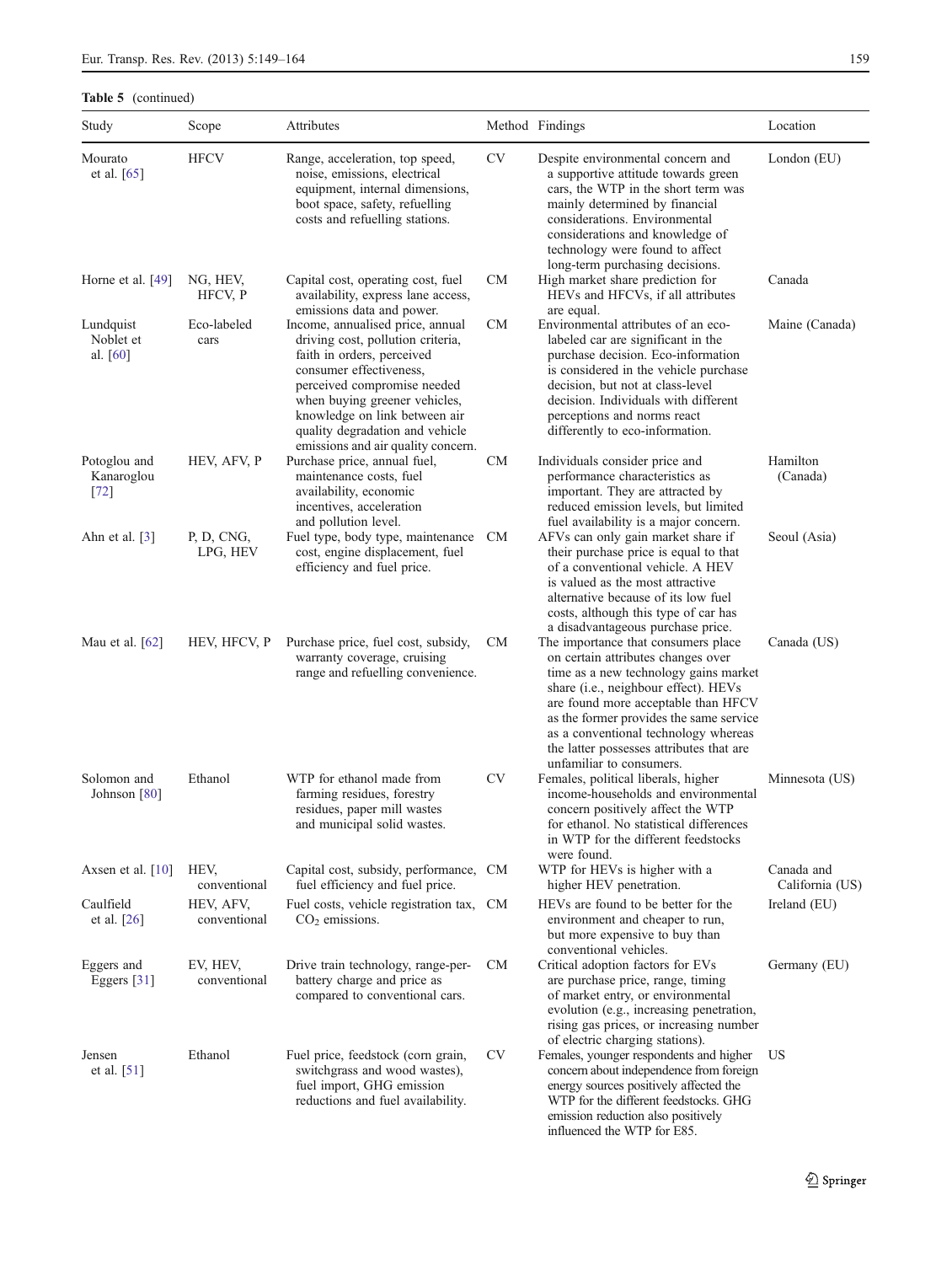**Table 5** (continued)

| Study | Scope | Attributes | Method | Findings | Location |
|---|---|---|---|---|---|
| Mourato et al. [65] | HFCV | Range, acceleration, top speed, noise, emissions, electrical equipment, internal dimensions, boot space, safety, refuelling costs and refuelling stations. | CV | Despite environmental concern and a supportive attitude towards green cars, the WTP in the short term was mainly determined by financial considerations. Environmental considerations and knowledge of technology were found to affect long-term purchasing decisions. | London (EU) |
| Horne et al. [49] | NG, HEV, HFCV, P | Capital cost, operating cost, fuel availability, express lane access, emissions data and power. | CM | High market share prediction for HEVs and HFCVs, if all attributes are equal. | Canada |
| Lundquist Noblet et al. [60] | Eco-labeled cars | Income, annualised price, annual driving cost, pollution criteria, faith in orders, perceived consumer effectiveness, perceived compromise needed when buying greener vehicles, knowledge on link between air quality degradation and vehicle emissions and air quality concern. | CM | Environmental attributes of an eco-labeled car are significant in the purchase decision. Eco-information is considered in the vehicle purchase decision, but not at class-level decision. Individuals with different perceptions and norms react differently to eco-information. | Maine (Canada) |
| Potoglou and Kanaroglou [72] | HEV, AFV, P | Purchase price, annual fuel, maintenance costs, fuel availability, economic incentives, acceleration and pollution level. | CM | Individuals consider price and performance characteristics as important. They are attracted by reduced emission levels, but limited fuel availability is a major concern. | Hamilton (Canada) |
| Ahn et al. [3] | P, D, CNG, LPG, HEV | Fuel type, body type, maintenance cost, engine displacement, fuel efficiency and fuel price. | CM | AFVs can only gain market share if their purchase price is equal to that of a conventional vehicle. A HEV is valued as the most attractive alternative because of its low fuel costs, although this type of car has a disadvantageous purchase price. | Seoul (Asia) |
| Mau et al. [62] | HEV, HFCV, P | Purchase price, fuel cost, subsidy, warranty coverage, cruising range and refuelling convenience. | CM | The importance that consumers place on certain attributes changes over time as a new technology gains market share (i.e., neighbour effect). HEVs are found more acceptable than HFCV as the former provides the same service as a conventional technology whereas the latter possesses attributes that are unfamiliar to consumers. | Canada (US) |
| Solomon and Johnson [80] | Ethanol | WTP for ethanol made from farming residues, forestry residues, paper mill wastes and municipal solid wastes. | CV | Females, political liberals, higher income-households and environmental concern positively affect the WTP for ethanol. No statistical differences in WTP for the different feedstocks were found. | Minnesota (US) |
| Axsen et al. [10] | HEV, conventional | Capital cost, subsidy, performance, fuel efficiency and fuel price. | CM | WTP for HEVs is higher with a higher HEV penetration. | Canada and California (US) |
| Caulfield et al. [26] | HEV, AFV, conventional | Fuel costs, vehicle registration tax, $CO_2$ emissions. | CM | HEVs are found to be better for the environment and cheaper to run, but more expensive to buy than conventional vehicles. | Ireland (EU) |
| Eggers and Eggers [31] | EV, HEV, conventional | Drive train technology, range-per-battery charge and price as compared to conventional cars. | CM | Critical adoption factors for EVs are purchase price, range, timing of market entry, or environmental evolution (e.g., increasing penetration, rising gas prices, or increasing number of electric charging stations). | Germany (EU) |
| Jensen et al. [51] | Ethanol | Fuel price, feedstock (corn grain, switchgrass and wood wastes), fuel import, GHG emission reductions and fuel availability. | CV | Females, younger respondents and higher concern about independence from foreign energy sources positively affected the WTP for the different feedstocks. GHG emission reduction also positively influenced the WTP for E85. | US |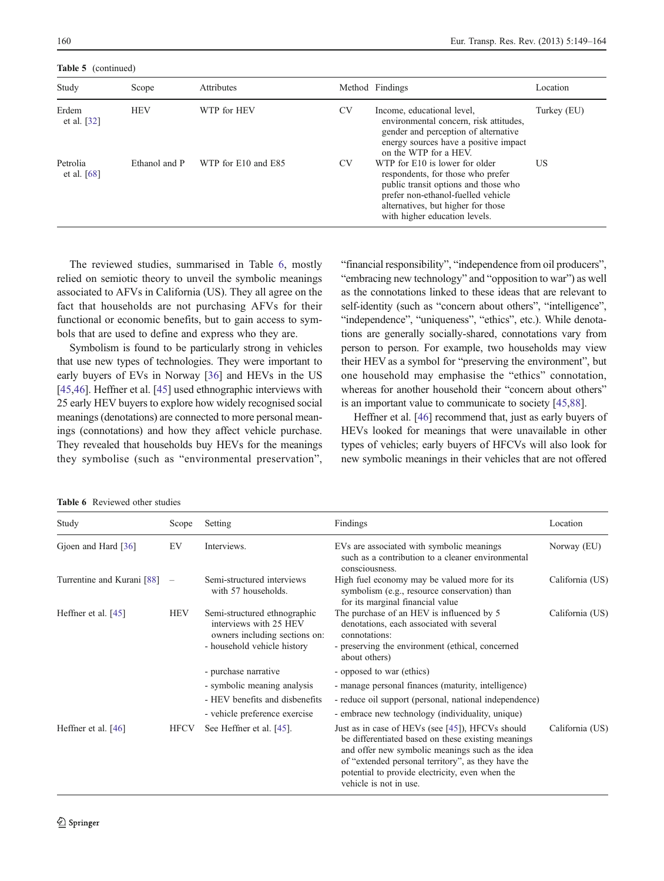**Table 5** (continued)

| Study | Scope | Attributes | Method | Findings | Location |
|---|---|---|---|---|---|
| Erdem et al. [32] | HEV | WTP for HEV | CV | Income, educational level, environmental concern, risk attitudes, gender and perception of alternative energy sources have a positive impact on the WTP for a HEV. | Turkey (EU) |
| Petrolia et al. [68] | Ethanol and P | WTP for E10 and E85 | CV | WTP for E10 is lower for older respondents, for those who prefer public transit options and those who prefer non-ethanol-fuelled vehicle alternatives, but higher for those with higher education levels. | US |

The reviewed studies, summarised in Table 6, mostly relied on semiotic theory to unveil the symbolic meanings associated to AFVs in California (US). They all agree on the fact that households are not purchasing AFVs for their functional or economic benefits, but to gain access to symbols that are used to define and express who they are.

Symbolism is found to be particularly strong in vehicles that use new types of technologies. They were important to early buyers of EVs in Norway [36] and HEVs in the US [45,46]. Heffner et al. [45] used ethnographic interviews with 25 early HEV buyers to explore how widely recognised social meanings (denotations) are connected to more personal meanings (connotations) and how they affect vehicle purchase. They revealed that households buy HEVs for the meanings they symbolise (such as "environmental preservation", "financial responsibility", "independence from oil producers", "embracing new technology" and "opposition to war") as well as the connotations linked to these ideas that are relevant to self-identity (such as "concern about others", "intelligence", "independence", "uniqueness", "ethics", etc.). While denotations are generally socially-shared, connotations may vary from person to person. For example, two households may view their HEV as a symbol for "preserving the environment", but one household may emphasise the "ethics" connotation, whereas for another household their "concern about others" is an important value to communicate to society [45,88].

Heffner et al. [46] recommend that, just as early buyers of HEVs looked for meanings that were unavailable in other types of vehicles; early buyers of HFCVs will also look for new symbolic meanings in their vehicles that are not offered

**Table 6** Reviewed other studies

| Study | Scope | Setting | Findings | Location |
|---|---|---|---|---|
| Gjoen and Hard [36] | EV | Interviews. | EVs are associated with symbolic meanings such as a contribution to a cleaner environmental consciousness. | Norway (EU) |
| Turrentine and Kurani [88] | – | Semi-structured interviews with 57 households. | High fuel economy may be valued more for its symbolism (e.g., resource conservation) than for its marginal financial value | California (US) |
| Heffner et al. [45] | HEV | Semi-structured ethnographic interviews with 25 HEV owners including sections on: | The purchase of an HEV is influenced by 5 denotations, each associated with several connotations: | California (US) |
| | | - household vehicle history | - preserving the environment (ethical, concerned about others) | |
| | | - purchase narrative | - opposed to war (ethics) | |
| | | - symbolic meaning analysis | - manage personal finances (maturity, intelligence) | |
| | | - HEV benefits and disbenefits | - reduce oil support (personal, national independence) | |
| | | - vehicle preference exercise | - embrace new technology (individuality, unique) | |
| Heffner et al. [46] | HFCV | See Heffner et al. [45]. | Just as in case of HEVs (see [45]), HFCVs should be differentiated based on these existing meanings and offer new symbolic meanings such as the idea of "extended personal territory", as they have the potential to provide electricity, even when the vehicle is not in use. | California (US) |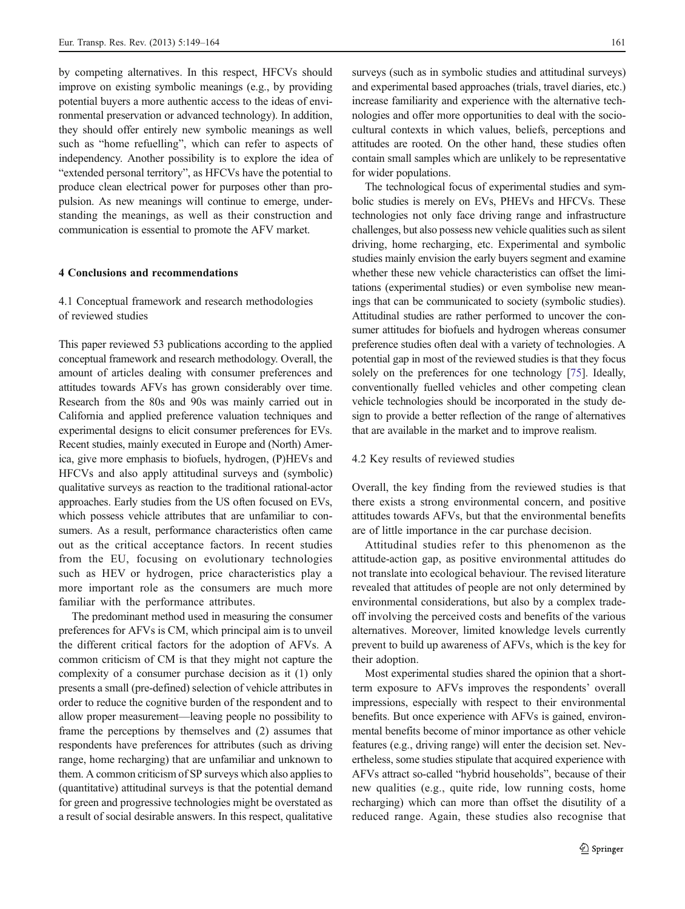by competing alternatives. In this respect, HFCVs should improve on existing symbolic meanings (e.g., by providing potential buyers a more authentic access to the ideas of environmental preservation or advanced technology). In addition, they should offer entirely new symbolic meanings as well such as "home refuelling", which can refer to aspects of independency. Another possibility is to explore the idea of "extended personal territory", as HFCVs have the potential to produce clean electrical power for purposes other than propulsion. As new meanings will continue to emerge, understanding the meanings, as well as their construction and communication is essential to promote the AFV market.

## 4 Conclusions and recommendations

### 4.1 Conceptual framework and research methodologies of reviewed studies

This paper reviewed 53 publications according to the applied conceptual framework and research methodology. Overall, the amount of articles dealing with consumer preferences and attitudes towards AFVs has grown considerably over time. Research from the 80s and 90s was mainly carried out in California and applied preference valuation techniques and experimental designs to elicit consumer preferences for EVs. Recent studies, mainly executed in Europe and (North) America, give more emphasis to biofuels, hydrogen, (P)HEVs and HFCVs and also apply attitudinal surveys and (symbolic) qualitative surveys as reaction to the traditional rational-actor approaches. Early studies from the US often focused on EVs, which possess vehicle attributes that are unfamiliar to consumers. As a result, performance characteristics often came out as the critical acceptance factors. In recent studies from the EU, focusing on evolutionary technologies such as HEV or hydrogen, price characteristics play a more important role as the consumers are much more familiar with the performance attributes.

The predominant method used in measuring the consumer preferences for AFVs is CM, which principal aim is to unveil the different critical factors for the adoption of AFVs. A common criticism of CM is that they might not capture the complexity of a consumer purchase decision as it (1) only presents a small (pre-defined) selection of vehicle attributes in order to reduce the cognitive burden of the respondent and to allow proper measurement—leaving people no possibility to frame the perceptions by themselves and (2) assumes that respondents have preferences for attributes (such as driving range, home recharging) that are unfamiliar and unknown to them. A common criticism of SP surveys which also applies to (quantitative) attitudinal surveys is that the potential demand for green and progressive technologies might be overstated as a result of social desirable answers. In this respect, qualitative surveys (such as in symbolic studies and attitudinal surveys) and experimental based approaches (trials, travel diaries, etc.) increase familiarity and experience with the alternative technologies and offer more opportunities to deal with the sociocultural contexts in which values, beliefs, perceptions and attitudes are rooted. On the other hand, these studies often contain small samples which are unlikely to be representative for wider populations.

The technological focus of experimental studies and symbolic studies is merely on EVs, PHEVs and HFCVs. These technologies not only face driving range and infrastructure challenges, but also possess new vehicle qualities such as silent driving, home recharging, etc. Experimental and symbolic studies mainly envision the early buyers segment and examine whether these new vehicle characteristics can offset the limitations (experimental studies) or even symbolise new meanings that can be communicated to society (symbolic studies). Attitudinal studies are rather performed to uncover the consumer attitudes for biofuels and hydrogen whereas consumer preference studies often deal with a variety of technologies. A potential gap in most of the reviewed studies is that they focus solely on the preferences for one technology [75]. Ideally, conventionally fuelled vehicles and other competing clean vehicle technologies should be incorporated in the study design to provide a better reflection of the range of alternatives that are available in the market and to improve realism.

### 4.2 Key results of reviewed studies

Overall, the key finding from the reviewed studies is that there exists a strong environmental concern, and positive attitudes towards AFVs, but that the environmental benefits are of little importance in the car purchase decision.

Attitudinal studies refer to this phenomenon as the attitude-action gap, as positive environmental attitudes do not translate into ecological behaviour. The revised literature revealed that attitudes of people are not only determined by environmental considerations, but also by a complex tradeoff involving the perceived costs and benefits of the various alternatives. Moreover, limited knowledge levels currently prevent to build up awareness of AFVs, which is the key for their adoption.

Most experimental studies shared the opinion that a short-term exposure to AFVs improves the respondents' overall impressions, especially with respect to their environmental benefits. But once experience with AFVs is gained, environmental benefits become of minor importance as other vehicle features (e.g., driving range) will enter the decision set. Nevertheless, some studies stipulate that acquired experience with AFVs attract so-called "hybrid households", because of their new qualities (e.g., quite ride, low running costs, home recharging) which can more than offset the disutility of a reduced range. Again, these studies also recognise that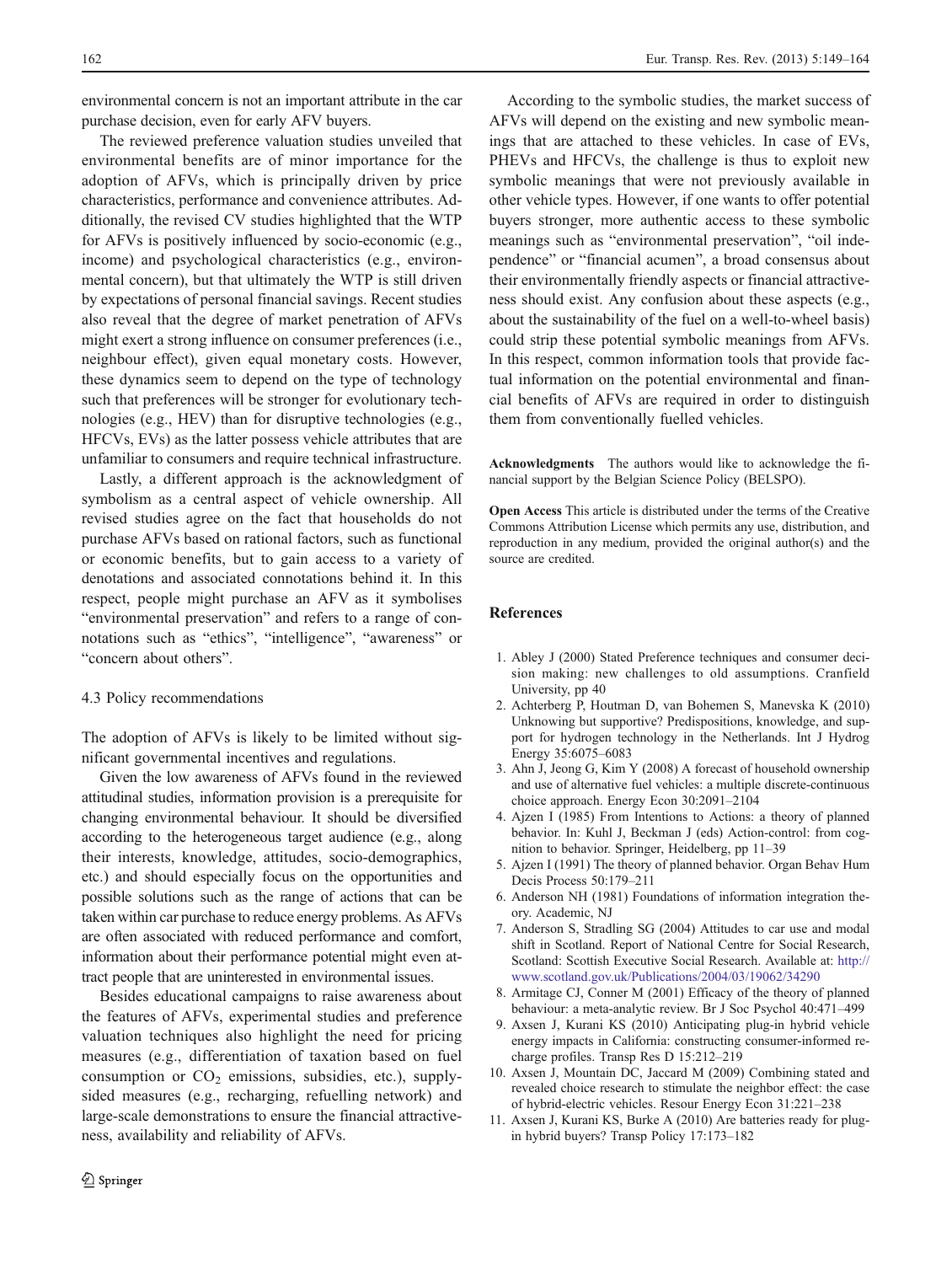environmental concern is not an important attribute in the car purchase decision, even for early AFV buyers.

The reviewed preference valuation studies unveiled that environmental benefits are of minor importance for the adoption of AFVs, which is principally driven by price characteristics, performance and convenience attributes. Additionally, the revised CV studies highlighted that the WTP for AFVs is positively influenced by socio-economic (e.g., income) and psychological characteristics (e.g., environmental concern), but that ultimately the WTP is still driven by expectations of personal financial savings. Recent studies also reveal that the degree of market penetration of AFVs might exert a strong influence on consumer preferences (i.e., neighbour effect), given equal monetary costs. However, these dynamics seem to depend on the type of technology such that preferences will be stronger for evolutionary technologies (e.g., HEV) than for disruptive technologies (e.g., HFCVs, EVs) as the latter possess vehicle attributes that are unfamiliar to consumers and require technical infrastructure.

Lastly, a different approach is the acknowledgment of symbolism as a central aspect of vehicle ownership. All revised studies agree on the fact that households do not purchase AFVs based on rational factors, such as functional or economic benefits, but to gain access to a variety of denotations and associated connotations behind it. In this respect, people might purchase an AFV as it symbolises "environmental preservation" and refers to a range of connotations such as "ethics", "intelligence", "awareness" or "concern about others".

### 4.3 Policy recommendations

The adoption of AFVs is likely to be limited without significant governmental incentives and regulations.

Given the low awareness of AFVs found in the reviewed attitudinal studies, information provision is a prerequisite for changing environmental behaviour. It should be diversified according to the heterogeneous target audience (e.g., along their interests, knowledge, attitudes, socio-demographics, etc.) and should especially focus on the opportunities and possible solutions such as the range of actions that can be taken within car purchase to reduce energy problems. As AFVs are often associated with reduced performance and comfort, information about their performance potential might even attract people that are uninterested in environmental issues.

Besides educational campaigns to raise awareness about the features of AFVs, experimental studies and preference valuation techniques also highlight the need for pricing measures (e.g., differentiation of taxation based on fuel consumption or $CO_2$ emissions, subsidies, etc.), supply-sided measures (e.g., recharging, refuelling network) and large-scale demonstrations to ensure the financial attractiveness, availability and reliability of AFVs.

According to the symbolic studies, the market success of AFVs will depend on the existing and new symbolic meanings that are attached to these vehicles. In case of EVs, PHEVs and HFCVs, the challenge is thus to exploit new symbolic meanings that were not previously available in other vehicle types. However, if one wants to offer potential buyers stronger, more authentic access to these symbolic meanings such as "environmental preservation", "oil independence" or "financial acumen", a broad consensus about their environmentally friendly aspects or financial attractiveness should exist. Any confusion about these aspects (e.g., about the sustainability of the fuel on a well-to-wheel basis) could strip these potential symbolic meanings from AFVs. In this respect, common information tools that provide factual information on the potential environmental and financial benefits of AFVs are required in order to distinguish them from conventionally fuelled vehicles.

**Acknowledgments** The authors would like to acknowledge the financial support by the Belgian Science Policy (BELSPO).

**Open Access** This article is distributed under the terms of the Creative Commons Attribution License which permits any use, distribution, and reproduction in any medium, provided the original author(s) and the source are credited.

## References

1. Abley J (2000) Stated Preference techniques and consumer decision making: new challenges to old assumptions. Cranfield University, pp 40
2. Achterberg P, Houtman D, van Bohemen S, Manevska K (2010) Unknowing but supportive? Predispositions, knowledge, and support for hydrogen technology in the Netherlands. Int J Hydrog Energy 35:6075–6083
3. Ahn J, Jeong G, Kim Y (2008) A forecast of household ownership and use of alternative fuel vehicles: a multiple discrete-continuous choice approach. Energy Econ 30:2091–2104
4. Ajzen I (1985) From Intentions to Actions: a theory of planned behavior. In: Kuhl J, Beckman J (eds) Action-control: from cognition to behavior. Springer, Heidelberg, pp 11–39
5. Ajzen I (1991) The theory of planned behavior. Organ Behav Hum Decis Process 50:179–211
6. Anderson NH (1981) Foundations of information integration theory. Academic, NJ
7. Anderson S, Stradling SG (2004) Attitudes to car use and modal shift in Scotland. Report of National Centre for Social Research, Scotland: Scottish Executive Social Research. Available at: http://www.scotland.gov.uk/Publications/2004/03/19062/34290
8. Armitage CJ, Conner M (2001) Efficacy of the theory of planned behaviour: a meta-analytic review. Br J Soc Psychol 40:471–499
9. Axsen J, Kurani KS (2010) Anticipating plug-in hybrid vehicle energy impacts in California: constructing consumer-informed recharge profiles. Transp Res D 15:212–219
10. Axsen J, Mountain DC, Jaccard M (2009) Combining stated and revealed choice research to stimulate the neighbor effect: the case of hybrid-electric vehicles. Resour Energy Econ 31:221–238
11. Axsen J, Kurani KS, Burke A (2010) Are batteries ready for plug-in hybrid buyers? Transp Policy 17:173–182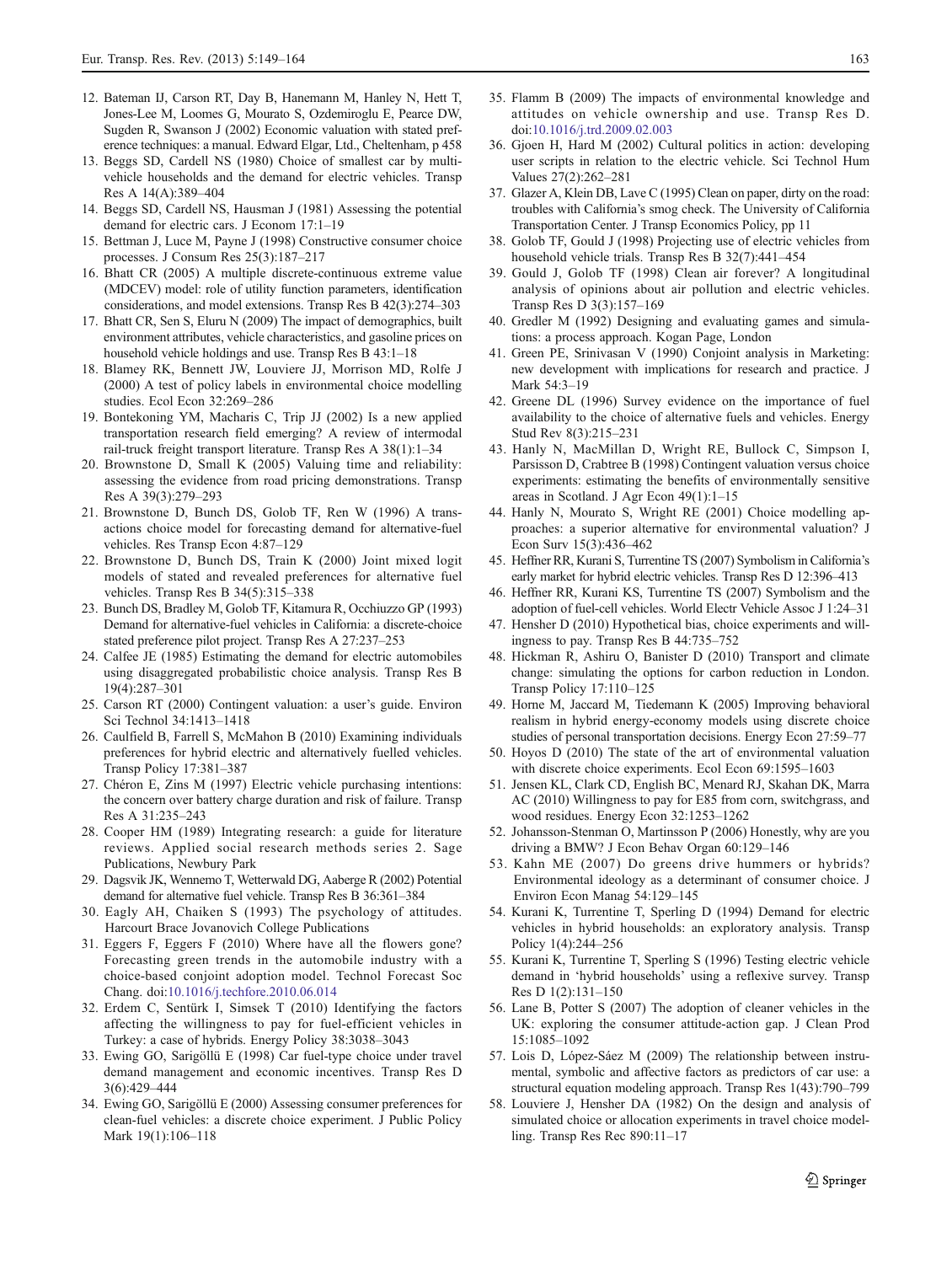12. Bateman IJ, Carson RT, Day B, Hanemann M, Hanley N, Hett T, Jones-Lee M, Loomes G, Mourato S, Ozdemiroglu E, Pearce DW, Sugden R, Swanson J (2002) Economic valuation with stated preference techniques: a manual. Edward Elgar, Ltd., Cheltenham, p 458
13. Beggs SD, Cardell NS (1980) Choice of smallest car by multi-vehicle households and the demand for electric vehicles. Transp Res A 14(A):389–404
14. Beggs SD, Cardell NS, Hausman J (1981) Assessing the potential demand for electric cars. J Econom 17:1–19
15. Bettman J, Luce M, Payne J (1998) Constructive consumer choice processes. J Consum Res 25(3):187–217
16. Bhatt CR (2005) A multiple discrete-continuous extreme value (MDCEV) model: role of utility function parameters, identification considerations, and model extensions. Transp Res B 42(3):274–303
17. Bhatt CR, Sen S, Eluru N (2009) The impact of demographics, built environment attributes, vehicle characteristics, and gasoline prices on household vehicle holdings and use. Transp Res B 43:1–18
18. Blamey RK, Bennett JW, Louviere JJ, Morrison MD, Rolfe J (2000) A test of policy labels in environmental choice modelling studies. Ecol Econ 32:269–286
19. Bontekoning YM, Macharis C, Trip JJ (2002) Is a new applied transportation research field emerging? A review of intermodal rail-truck freight transport literature. Transp Res A 38(1):1–34
20. Brownstone D, Small K (2005) Valuing time and reliability: assessing the evidence from road pricing demonstrations. Transp Res A 39(3):279–293
21. Brownstone D, Bunch DS, Golob TF, Ren W (1996) A transactions choice model for forecasting demand for alternative-fuel vehicles. Res Transp Econ 4:87–129
22. Brownstone D, Bunch DS, Train K (2000) Joint mixed logit models of stated and revealed preferences for alternative fuel vehicles. Transp Res B 34(5):315–338
23. Bunch DS, Bradley M, Golob TF, Kitamura R, Occhiuzzo GP (1993) Demand for alternative-fuel vehicles in California: a discrete-choice stated preference pilot project. Transp Res A 27:237–253
24. Calfee JE (1985) Estimating the demand for electric automobiles using disaggregated probabilistic choice analysis. Transp Res B 19(4):287–301
25. Carson RT (2000) Contingent valuation: a user's guide. Environ Sci Technol 34:1413–1418
26. Caulfield B, Farrell S, McMahon B (2010) Examining individuals preferences for hybrid electric and alternatively fuelled vehicles. Transp Policy 17:381–387
27. Chéron E, Zins M (1997) Electric vehicle purchasing intentions: the concern over battery charge duration and risk of failure. Transp Res A 31:235–243
28. Cooper HM (1989) Integrating research: a guide for literature reviews. Applied social research methods series 2. Sage Publications, Newbury Park
29. Dagsvik JK, Wennemo T, Wetterwald DG, Aaberge R (2002) Potential demand for alternative fuel vehicle. Transp Res B 36:361–384
30. Eagly AH, Chaiken S (1993) The psychology of attitudes. Harcourt Brace Jovanovich College Publications
31. Eggers F, Eggers F (2010) Where have all the flowers gone? Forecasting green trends in the automobile industry with a choice-based conjoint adoption model. Technol Forecast Soc Chang. doi:10.1016/j.techfore.2010.06.014
32. Erdem C, Sentürk I, Simsek T (2010) Identifying the factors affecting the willingness to pay for fuel-efficient vehicles in Turkey: a case of hybrids. Energy Policy 38:3038–3043
33. Ewing GO, Sarigöllü E (1998) Car fuel-type choice under travel demand management and economic incentives. Transp Res D 3(6):429–444
34. Ewing GO, Sarigöllü E (2000) Assessing consumer preferences for clean-fuel vehicles: a discrete choice experiment. J Public Policy Mark 19(1):106–118
35. Flamm B (2009) The impacts of environmental knowledge and attitudes on vehicle ownership and use. Transp Res D. doi:10.1016/j.trd.2009.02.003
36. Gjoen H, Hard M (2002) Cultural politics in action: developing user scripts in relation to the electric vehicle. Sci Technol Hum Values 27(2):262–281
37. Glazer A, Klein DB, Lave C (1995) Clean on paper, dirty on the road: troubles with California's smog check. The University of California Transportation Center. J Transp Economics Policy, pp 11
38. Golob TF, Gould J (1998) Projecting use of electric vehicles from household vehicle trials. Transp Res B 32(7):441–454
39. Gould J, Golob TF (1998) Clean air forever? A longitudinal analysis of opinions about air pollution and electric vehicles. Transp Res D 3(3):157–169
40. Gredler M (1992) Designing and evaluating games and simulations: a process approach. Kogan Page, London
41. Green PE, Srinivasan V (1990) Conjoint analysis in Marketing: new development with implications for research and practice. J Mark 54:3–19
42. Greene DL (1996) Survey evidence on the importance of fuel availability to the choice of alternative fuels and vehicles. Energy Stud Rev 8(3):215–231
43. Hanly N, MacMillan D, Wright RE, Bullock C, Simpson I, Parsisson D, Crabtree B (1998) Contingent valuation versus choice experiments: estimating the benefits of environmentally sensitive areas in Scotland. J Agr Econ 49(1):1–15
44. Hanly N, Mourato S, Wright RE (2001) Choice modelling approaches: a superior alternative for environmental valuation? J Econ Surv 15(3):436–462
45. Heffner RR, Kurani S, Turrentine TS (2007) Symbolism in California's early market for hybrid electric vehicles. Transp Res D 12:396–413
46. Heffner RR, Kurani KS, Turrentine TS (2007) Symbolism and the adoption of fuel-cell vehicles. World Electr Vehicle Assoc J 1:24–31
47. Hensher D (2010) Hypothetical bias, choice experiments and willingness to pay. Transp Res B 44:735–752
48. Hickman R, Ashiru O, Banister D (2010) Transport and climate change: simulating the options for carbon reduction in London. Transp Policy 17:110–125
49. Horne M, Jaccard M, Tiedemann K (2005) Improving behavioral realism in hybrid energy-economy models using discrete choice studies of personal transportation decisions. Energy Econ 27:59–77
50. Hoyos D (2010) The state of the art of environmental valuation with discrete choice experiments. Ecol Econ 69:1595–1603
51. Jensen KL, Clark CD, English BC, Menard RJ, Skahan DK, Marra AC (2010) Willingness to pay for E85 from corn, switchgrass, and wood residues. Energy Econ 32:1253–1262
52. Johansson-Stenman O, Martinsson P (2006) Honestly, why are you driving a BMW? J Econ Behav Organ 60:129–146
53. Kahn ME (2007) Do greens drive hummers or hybrids? Environmental ideology as a determinant of consumer choice. J Environ Econ Manag 54:129–145
54. Kurani K, Turrentine T, Sperling D (1994) Demand for electric vehicles in hybrid households: an exploratory analysis. Transp Policy 1(4):244–256
55. Kurani K, Turrentine T, Sperling S (1996) Testing electric vehicle demand in 'hybrid households' using a reflexive survey. Transp Res D 1(2):131–150
56. Lane B, Potter S (2007) The adoption of cleaner vehicles in the UK: exploring the consumer attitude-action gap. J Clean Prod 15:1085–1092
57. Lois D, López-Sáez M (2009) The relationship between instrumental, symbolic and affective factors as predictors of car use: a structural equation modeling approach. Transp Res 1(43):790–799
58. Louviere J, Hensher DA (1982) On the design and analysis of simulated choice or allocation experiments in travel choice modelling. Transp Res Rec 890:11–17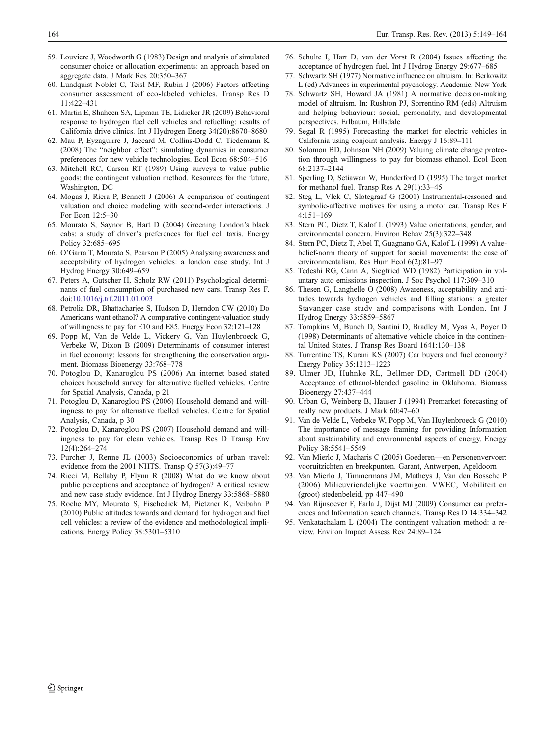59. Louviere J, Woodworth G (1983) Design and analysis of simulated consumer choice or allocation experiments: an approach based on aggregate data. J Mark Res 20:350–367
60. Lundquist Noblet C, Teisl MF, Rubin J (2006) Factors affecting consumer assessment of eco-labeled vehicles. Transp Res D 11:422–431
61. Martin E, Shaheen SA, Lipman TE, Lidicker JR (2009) Behavioral response to hydrogen fuel cell vehicles and refuelling: results of California drive clinics. Int J Hydrogen Energ 34(20):8670–8680
62. Mau P, Eyzaguirre J, Jaccard M, Collins-Dodd C, Tiedemann K (2008) The "neighbor effect": simulating dynamics in consumer preferences for new vehicle technologies. Ecol Econ 68:504–516
63. Mitchell RC, Carson RT (1989) Using surveys to value public goods: the contingent valuation method. Resources for the future, Washington, DC
64. Mogas J, Riera P, Bennett J (2006) A comparison of contingent valuation and choice modeling with second-order interactions. J For Econ 12:5–30
65. Mourato S, Saynor B, Hart D (2004) Greening London's black cabs: a study of driver's preferences for fuel cell taxis. Energy Policy 32:685–695
66. O'Garra T, Mourato S, Pearson P (2005) Analysing awareness and acceptability of hydrogen vehicles: a london case study. Int J Hydrog Energy 30:649–659
67. Peters A, Gutscher H, Scholz RW (2011) Psychological determinants of fuel consumption of purchased new cars. Transp Res F. doi:10.1016/j.trf.2011.01.003
68. Petrolia DR, Bhattacharjee S, Hudson D, Herndon CW (2010) Do Americans want ethanol? A comparative contingent-valuation study of willingness to pay for E10 and E85. Energy Econ 32:121–128
69. Popp M, Van de Velde L, Vickery G, Van Huylenbroeck G, Verbeke W, Dixon B (2009) Determinants of consumer interest in fuel economy: lessons for strengthening the conservation argument. Biomass Bioenergy 33:768–778
70. Potoglou D, Kanaroglou PS (2006) An internet based stated choices household survey for alternative fuelled vehicles. Centre for Spatial Analysis, Canada, p 21
71. Potoglou D, Kanaroglou PS (2006) Household demand and willingness to pay for alternative fuelled vehicles. Centre for Spatial Analysis, Canada, p 30
72. Potoglou D, Kanaroglou PS (2007) Household demand and willingness to pay for clean vehicles. Transp Res D Transp Env 12(4):264–274
73. Purcher J, Renne JL (2003) Socioeconomics of urban travel: evidence from the 2001 NHTS. Transp Q 57(3):49–77
74. Ricci M, Bellaby P, Flynn R (2008) What do we know about public perceptions and acceptance of hydrogen? A critical review and new case study evidence. Int J Hydrog Energy 33:5868–5880
75. Roche MY, Mourato S, Fischedick M, Pietzner K, Veibahn P (2010) Public attitudes towards and demand for hydrogen and fuel cell vehicles: a review of the evidence and methodological implications. Energy Policy 38:5301–5310
76. Schulte I, Hart D, van der Vorst R (2004) Issues affecting the acceptance of hydrogen fuel. Int J Hydrog Energy 29:677–685
77. Schwartz SH (1977) Normative influence on altruism. In: Berkowitz L (ed) Advances in experimental psychology. Academic, New York
78. Schwartz SH, Howard JA (1981) A normative decision-making model of altruism. In: Rushton PJ, Sorrentino RM (eds) Altruism and helping behaviour: social, personality, and developmental perspectives. Erlbaum, Hillsdale
79. Segal R (1995) Forecasting the market for electric vehicles in California using conjoint analysis. Energy J 16:89–111
80. Solomon BD, Johnson NH (2009) Valuing climate change protection through willingness to pay for biomass ethanol. Ecol Econ 68:2137–2144
81. Sperling D, Setiawan W, Hunderford D (1995) The target market for methanol fuel. Transp Res A 29(1):33–45
82. Steg L, Vlek C, Slotegraaf G (2001) Instrumental-reasoned and symbolic-affective motives for using a motor car. Transp Res F 4:151–169
83. Stern PC, Dietz T, Kalof L (1993) Value orientations, gender, and environmental concern. Environ Behav 25(3):322–348
84. Stern PC, Dietz T, Abel T, Guagnano GA, Kalof L (1999) A value-belief-norm theory of support for social movements: the case of environmentalism. Res Hum Ecol 6(2):81–97
85. Tedeshi RG, Cann A, Siegfried WD (1982) Participation in voluntary auto emissions inspection. J Soc Psychol 117:309–310
86. Thesen G, Langhelle O (2008) Awareness, acceptability and attitudes towards hydrogen vehicles and filling stations: a greater Stavanger case study and comparisons with London. Int J Hydrog Energy 33:5859–5867
87. Tompkins M, Bunch D, Santini D, Bradley M, Vyas A, Poyer D (1998) Determinants of alternative vehicle choice in the continental United States. J Transp Res Board 1641:130–138
88. Turrentine TS, Kurani KS (2007) Car buyers and fuel economy? Energy Policy 35:1213–1223
89. Ulmer JD, Huhnke RL, Bellmer DD, Cartmell DD (2004) Acceptance of ethanol-blended gasoline in Oklahoma. Biomass Bioenergy 27:437–444
90. Urban G, Weinberg B, Hauser J (1994) Premarket forecasting of really new products. J Mark 60:47–60
91. Van de Velde L, Verbeke W, Popp M, Van Huylenbroeck G (2010) The importance of message framing for providing Information about sustainability and environmental aspects of energy. Energy Policy 38:5541–5549
92. Van Mierlo J, Macharis C (2005) Goederen—en Personenvervoer: vooruitzichten en breekpunten. Garant, Antwerpen, Apeldoorn
93. Van Mierlo J, Timmermans JM, Matheys J, Van den Bossche P (2006) Milieuvriendelijke voertuigen. VWEC, Mobiliteit en (groot) stedenbeleid, pp 447–490
94. Van Rijnsoever F, Farla J, Dijst MJ (2009) Consumer car preferences and Information search channels. Transp Res D 14:334–342
95. Venkatachalam L (2004) The contingent valuation method: a review. Environ Impact Assess Rev 24:89–124